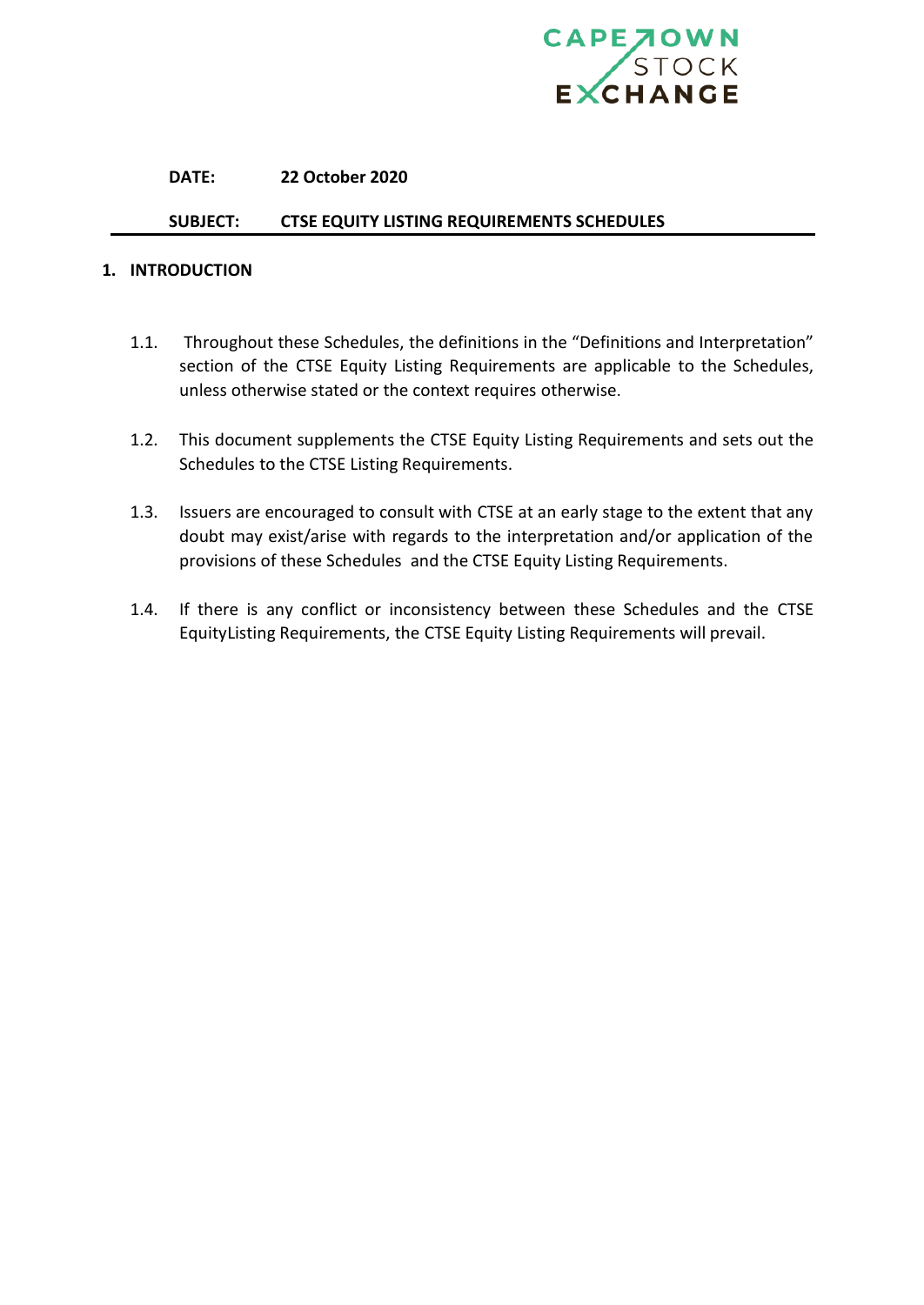CAPE TOWN STOCK EXCHANGE

**DATE:** **22 October 2020**

**SUBJECT:** **CTSE EQUITY LISTING REQUIREMENTS SCHEDULES**

## 1. INTRODUCTION

1.1. Throughout these Schedules, the definitions in the "Definitions and Interpretation" section of the CTSE Equity Listing Requirements are applicable to the Schedules, unless otherwise stated or the context requires otherwise.

1.2. This document supplements the CTSE Equity Listing Requirements and sets out the Schedules to the CTSE Listing Requirements.

1.3. Issuers are encouraged to consult with CTSE at an early stage to the extent that any doubt may exist/arise with regards to the interpretation and/or application of the provisions of these Schedules and the CTSE Equity Listing Requirements.

1.4. If there is any conflict or inconsistency between these Schedules and the CTSE EquityListing Requirements, the CTSE Equity Listing Requirements will prevail.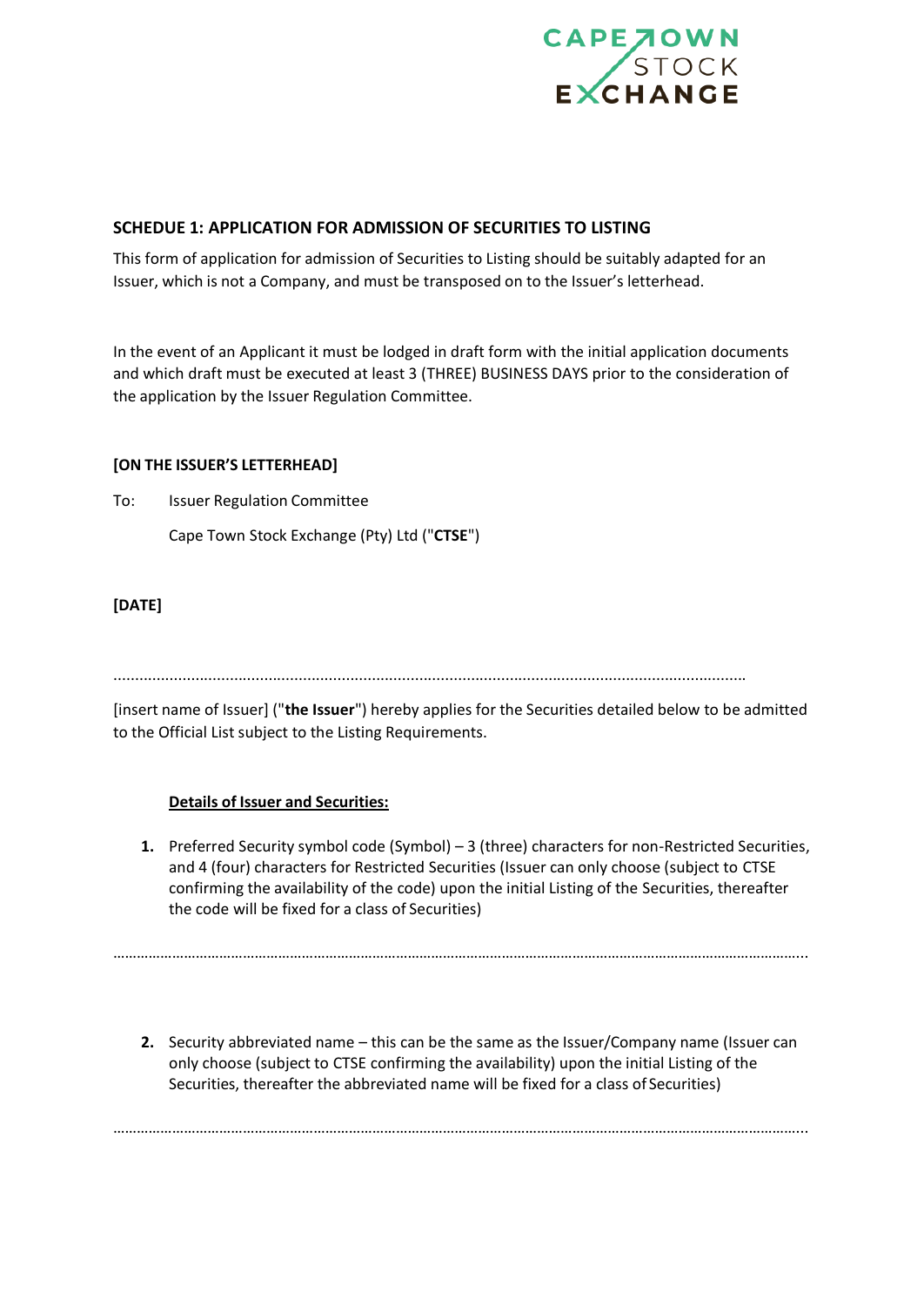## SCHEDULE 1: APPLICATION FOR ADMISSION OF SECURITIES TO LISTING

This form of application for admission of Securities to Listing should be suitably adapted for an Issuer, which is not a Company, and must be transposed on to the Issuer's letterhead.

In the event of an Applicant it must be lodged in draft form with the initial application documents and which draft must be executed at least 3 (THREE) BUSINESS DAYS prior to the consideration of the application by the Issuer Regulation Committee.

**[ON THE ISSUER'S LETTERHEAD]**

To: Issuer Regulation Committee

Cape Town Stock Exchange (Pty) Ltd ("**CTSE**")

**[DATE]**

....................................................................................................................................................

[insert name of Issuer] ("**the Issuer**") hereby applies for the Securities detailed below to be admitted to the Official List subject to the Listing Requirements.

**Details of Issuer and Securities:**

1. Preferred Security symbol code (Symbol) – 3 (three) characters for non-Restricted Securities, and 4 (four) characters for Restricted Securities (Issuer can only choose (subject to CTSE confirming the availability of the code) upon the initial Listing of the Securities, thereafter the code will be fixed for a class of Securities)

……………………………………………………………………………………………………………………………………………..

2. Security abbreviated name – this can be the same as the Issuer/Company name (Issuer can only choose (subject to CTSE confirming the availability) upon the initial Listing of the Securities, thereafter the abbreviated name will be fixed for a class of Securities)

……………………………………………………………………………………………………………………………………………..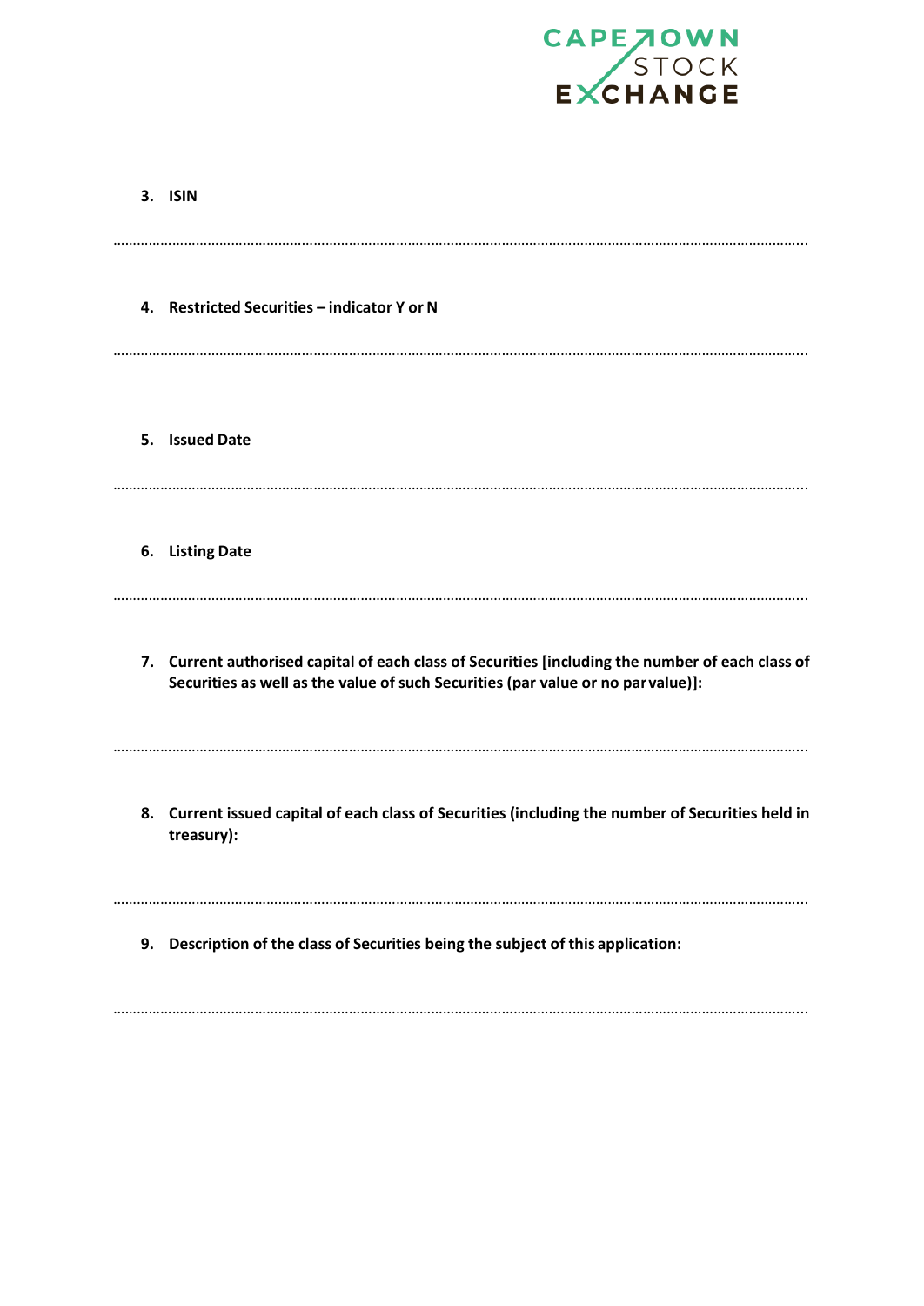3. **ISIN**

………………………………………………………………………………………………………………………………………………

4. **Restricted Securities – indicator Y or N**

………………………………………………………………………………………………………………………………………………

5. **Issued Date**

………………………………………………………………………………………………………………………………………………

6. **Listing Date**

………………………………………………………………………………………………………………………………………………

7. **Current authorised capital of each class of Securities [including the number of each class of Securities as well as the value of such Securities (par value or no par value)]:**

………………………………………………………………………………………………………………………………………………

8. **Current issued capital of each class of Securities (including the number of Securities held in treasury):**

………………………………………………………………………………………………………………………………………………

9. **Description of the class of Securities being the subject of this application:**

………………………………………………………………………………………………………………………………………………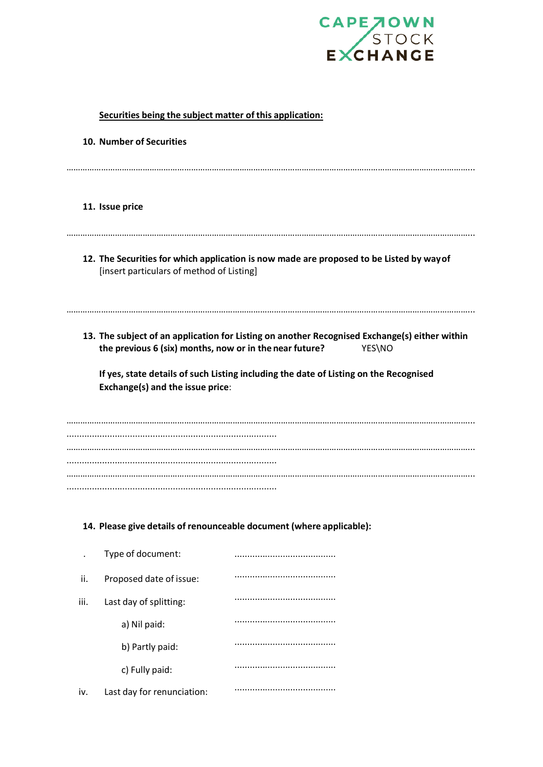**Securities being the subject matter of this application:**

**10. Number of Securities**

……………………………………………………………………………………………………………………………………………

**11. Issue price**

……………………………………………………………………………………………………………………………………………

**12. The Securities for which application is now made are proposed to be Listed by way of** [insert particulars of method of Listing]

……………………………………………………………………………………………………………………………………………

**13. The subject of an application for Listing on another Recognised Exchange(s) either within the previous 6 (six) months, now or in the near future?** YES\NO

**If yes, state details of such Listing including the date of Listing on the Recognised Exchange(s) and the issue price**:

……………………………………………………………………………………………………………………………………………
……………………………………………………………………………………
……………………………………………………………………………………………………………………………………………
……………………………………………………………………………………
……………………………………………………………………………………………………………………………………………
……………………………………………………………………………………

**14. Please give details of renounceable document (where applicable):**

| | | |
|---|---|---|
| . | Type of document: | …………………………………… |
| ii. | Proposed date of issue: | …………………………………… |
| iii. | Last day of splitting: | …………………………………… |
| | a) Nil paid: | …………………………………… |
| | b) Partly paid: | …………………………………… |
| | c) Fully paid: | …………………………………… |
| iv. | Last day for renunciation: | …………………………………… |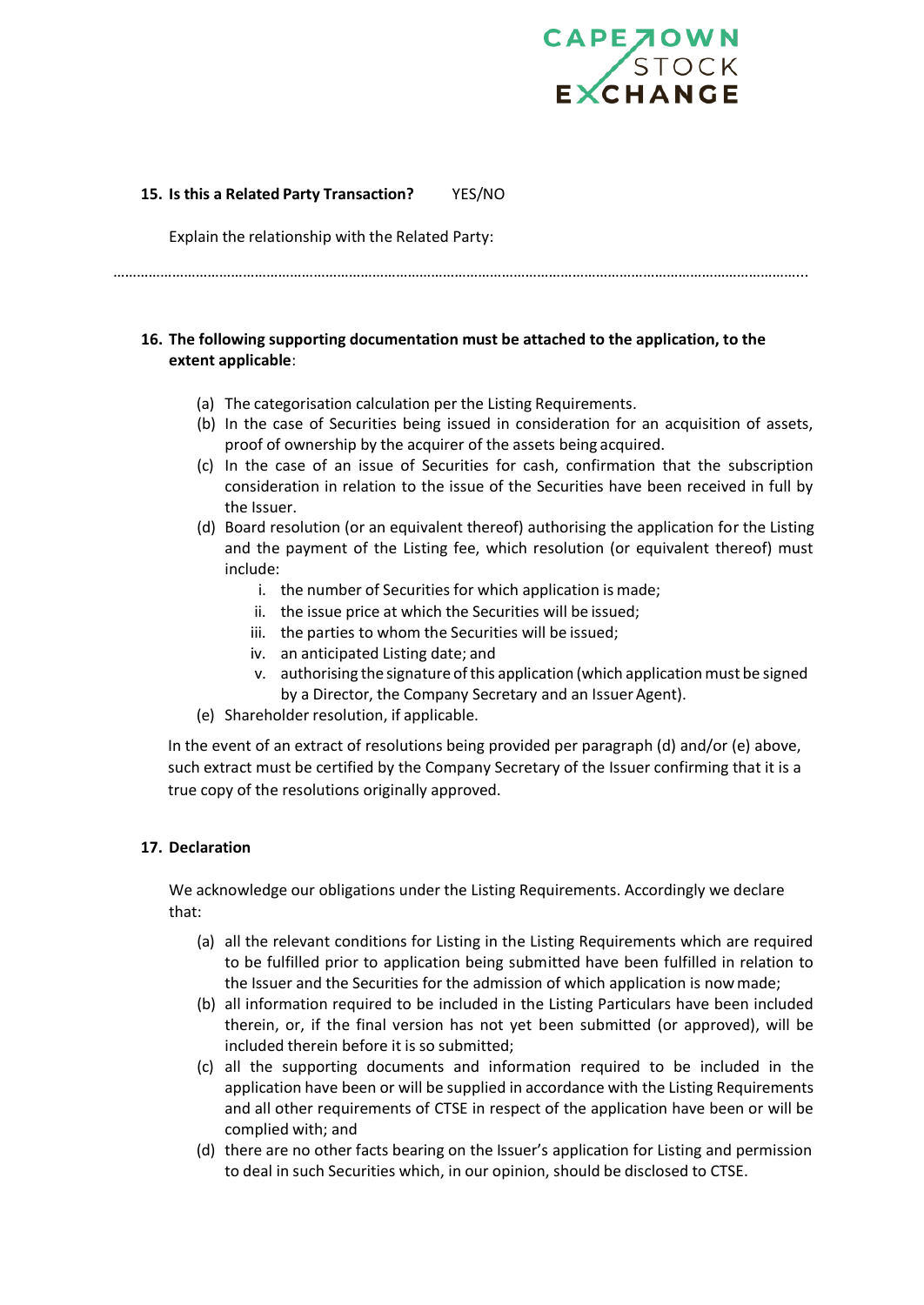**15. Is this a Related Party Transaction?** YES/NO

Explain the relationship with the Related Party:

……………………………………………………………………………………………………………………………………………………………

**16. The following supporting documentation must be attached to the application, to the extent applicable**:

(a) The categorisation calculation per the Listing Requirements.
(b) In the case of Securities being issued in consideration for an acquisition of assets, proof of ownership by the acquirer of the assets being acquired.
(c) In the case of an issue of Securities for cash, confirmation that the subscription consideration in relation to the issue of the Securities have been received in full by the Issuer.
(d) Board resolution (or an equivalent thereof) authorising the application for the Listing and the payment of the Listing fee, which resolution (or equivalent thereof) must include:
   i. the number of Securities for which application is made;
   ii. the issue price at which the Securities will be issued;
   iii. the parties to whom the Securities will be issued;
   iv. an anticipated Listing date; and
   v. authorising the signature of this application (which application must be signed by a Director, the Company Secretary and an Issuer Agent).
(e) Shareholder resolution, if applicable.

In the event of an extract of resolutions being provided per paragraph (d) and/or (e) above, such extract must be certified by the Company Secretary of the Issuer confirming that it is a true copy of the resolutions originally approved.

**17. Declaration**

We acknowledge our obligations under the Listing Requirements. Accordingly we declare that:

(a) all the relevant conditions for Listing in the Listing Requirements which are required to be fulfilled prior to application being submitted have been fulfilled in relation to the Issuer and the Securities for the admission of which application is now made;
(b) all information required to be included in the Listing Particulars have been included therein, or, if the final version has not yet been submitted (or approved), will be included therein before it is so submitted;
(c) all the supporting documents and information required to be included in the application have been or will be supplied in accordance with the Listing Requirements and all other requirements of CTSE in respect of the application have been or will be complied with; and
(d) there are no other facts bearing on the Issuer's application for Listing and permission to deal in such Securities which, in our opinion, should be disclosed to CTSE.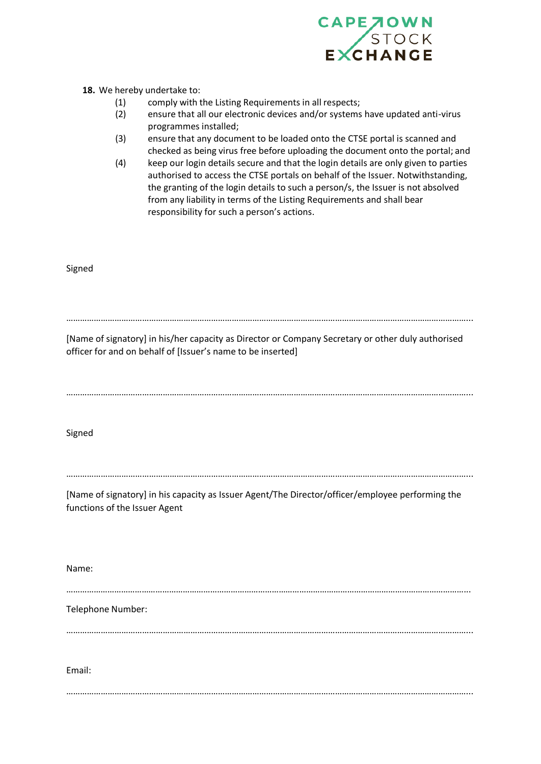**18.** We hereby undertake to:

(1) comply with the Listing Requirements in all respects;

(2) ensure that all our electronic devices and/or systems have updated anti-virus programmes installed;

(3) ensure that any document to be loaded onto the CTSE portal is scanned and checked as being virus free before uploading the document onto the portal; and

(4) keep our login details secure and that the login details are only given to parties authorised to access the CTSE portals on behalf of the Issuer. Notwithstanding, the granting of the login details to such a person/s, the Issuer is not absolved from any liability in terms of the Listing Requirements and shall bear responsibility for such a person's actions.

Signed

……………………………………………………………………………………………………………………………………………

[Name of signatory] in his/her capacity as Director or Company Secretary or other duly authorised officer for and on behalf of [Issuer's name to be inserted]

……………………………………………………………………………………………………………………………………………

Signed

……………………………………………………………………………………………………………………………………………

[Name of signatory] in his capacity as Issuer Agent/The Director/officer/employee performing the functions of the Issuer Agent

Name:

……………………………………………………………………………………………………………………………………………

Telephone Number:

……………………………………………………………………………………………………………………………………………

Email:

……………………………………………………………………………………………………………………………………………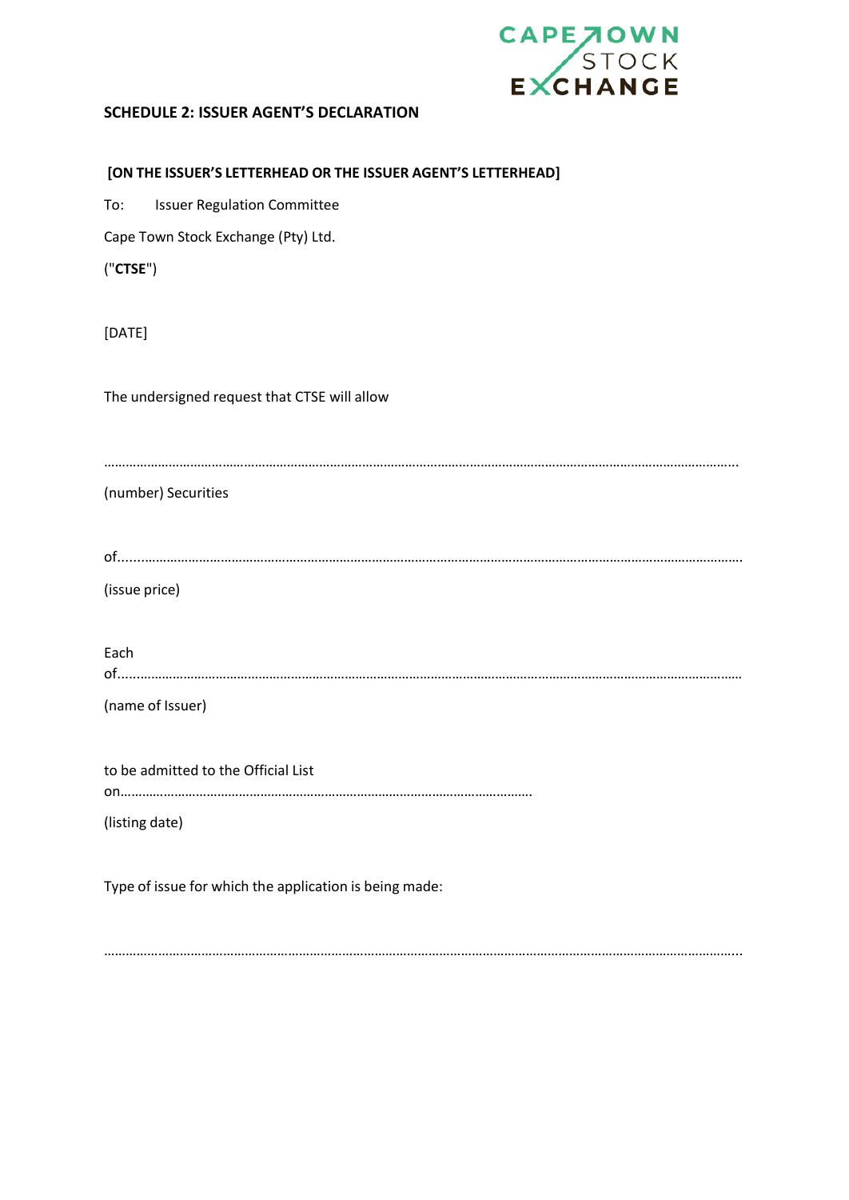## SCHEDULE 2: ISSUER AGENT'S DECLARATION

**[ON THE ISSUER'S LETTERHEAD OR THE ISSUER AGENT'S LETTERHEAD]**

To: Issuer Regulation Committee

Cape Town Stock Exchange (Pty) Ltd.

("**CTSE**")

[DATE]

The undersigned request that CTSE will allow

…………………………………………………………………………………………………………………………………………………..

(number) Securities

of……………………………………………………………………………………………………………………………………………………

(issue price)

Each of……………………………………………………………………………………………………………………………………………

(name of Issuer)

to be admitted to the Official List on……………………………………………………………………………………………….

(listing date)

Type of issue for which the application is being made:

…………………………………………………………………………………………………………………………………………………..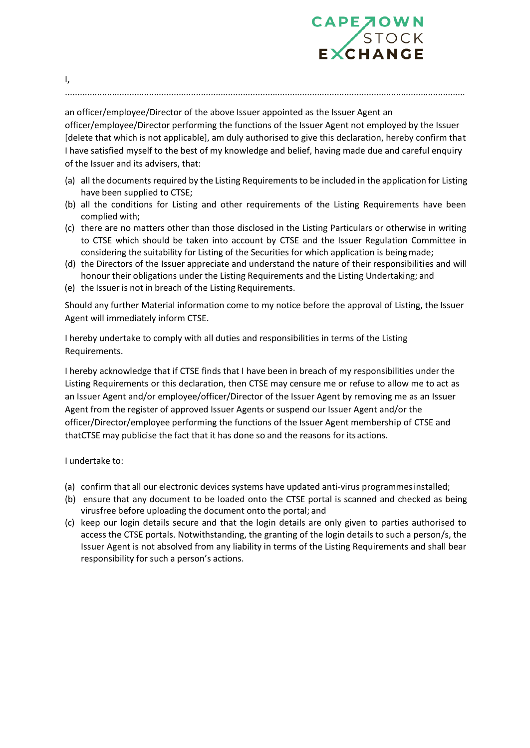I,

.................................................................................................................................................................

an officer/employee/Director of the above Issuer appointed as the Issuer Agent an officer/employee/Director performing the functions of the Issuer Agent not employed by the Issuer [delete that which is not applicable], am duly authorised to give this declaration, hereby confirm that I have satisfied myself to the best of my knowledge and belief, having made due and careful enquiry of the Issuer and its advisers, that:

(a) all the documents required by the Listing Requirements to be included in the application for Listing have been supplied to CTSE;
(b) all the conditions for Listing and other requirements of the Listing Requirements have been complied with;
(c) there are no matters other than those disclosed in the Listing Particulars or otherwise in writing to CTSE which should be taken into account by CTSE and the Issuer Regulation Committee in considering the suitability for Listing of the Securities for which application is being made;
(d) the Directors of the Issuer appreciate and understand the nature of their responsibilities and will honour their obligations under the Listing Requirements and the Listing Undertaking; and
(e) the Issuer is not in breach of the Listing Requirements.

Should any further Material information come to my notice before the approval of Listing, the Issuer Agent will immediately inform CTSE.

I hereby undertake to comply with all duties and responsibilities in terms of the Listing Requirements.

I hereby acknowledge that if CTSE finds that I have been in breach of my responsibilities under the Listing Requirements or this declaration, then CTSE may censure me or refuse to allow me to act as an Issuer Agent and/or employee/officer/Director of the Issuer Agent by removing me as an Issuer Agent from the register of approved Issuer Agents or suspend our Issuer Agent and/or the officer/Director/employee performing the functions of the Issuer Agent membership of CTSE and thatCTSE may publicise the fact that it has done so and the reasons for its actions.

I undertake to:

(a) confirm that all our electronic devices systems have updated anti-virus programmes installed;
(b) ensure that any document to be loaded onto the CTSE portal is scanned and checked as being virusfree before uploading the document onto the portal; and
(c) keep our login details secure and that the login details are only given to parties authorised to access the CTSE portals. Notwithstanding, the granting of the login details to such a person/s, the Issuer Agent is not absolved from any liability in terms of the Listing Requirements and shall bear responsibility for such a person's actions.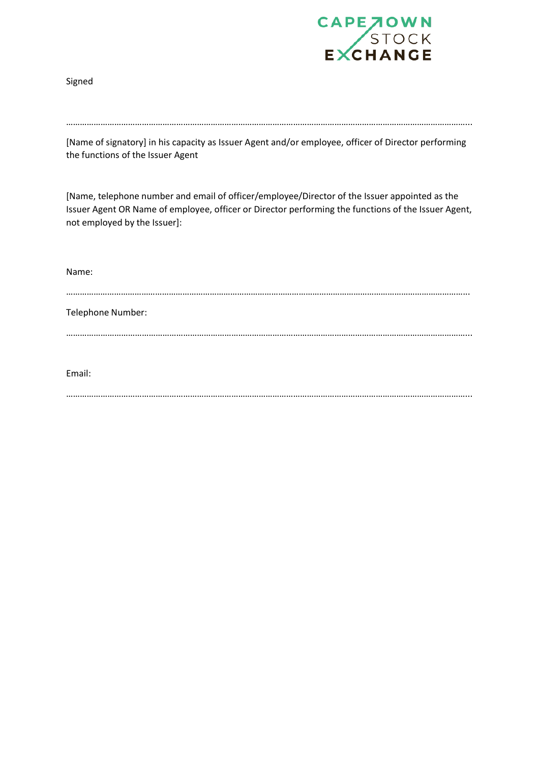Signed

………………………………………………………………………………………………………………………………………………………..

[Name of signatory] in his capacity as Issuer Agent and/or employee, officer of Director performing the functions of the Issuer Agent

[Name, telephone number and email of officer/employee/Director of the Issuer appointed as the Issuer Agent OR Name of employee, officer or Director performing the functions of the Issuer Agent, not employed by the Issuer]:

Name:

………………………………………………………………………………………………………………………………………………………..

Telephone Number:

………………………………………………………………………………………………………………………………………………………..

Email:

………………………………………………………………………………………………………………………………………………………..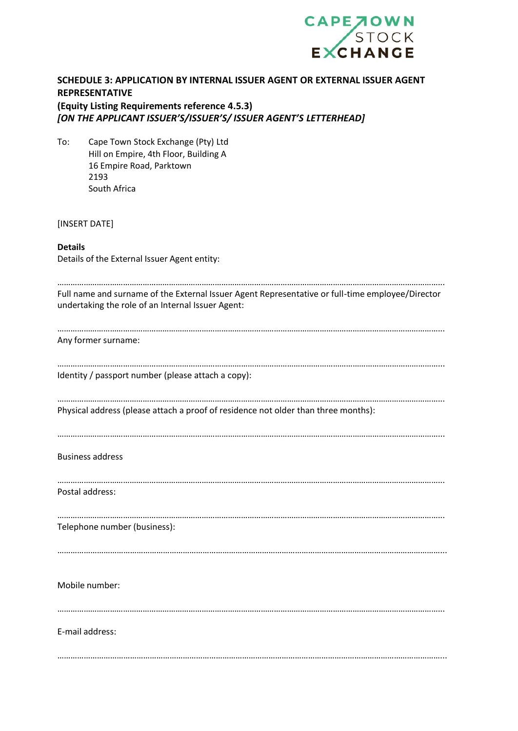**SCHEDULE 3: APPLICATION BY INTERNAL ISSUER AGENT OR EXTERNAL ISSUER AGENT REPRESENTATIVE**

**(Equity Listing Requirements reference 4.5.3)**

***[ON THE APPLICANT ISSUER'S/ISSUER'S/ ISSUER AGENT'S LETTERHEAD]***

To: Cape Town Stock Exchange (Pty) Ltd
Hill on Empire, 4th Floor, Building A
16 Empire Road, Parktown
2193
South Africa

[INSERT DATE]

**Details**

Details of the External Issuer Agent entity:

……………………………………………………………………………………………………………………………………………

Full name and surname of the External Issuer Agent Representative or full-time employee/Director undertaking the role of an Internal Issuer Agent:

……………………………………………………………………………………………………………………………………………

Any former surname:

……………………………………………………………………………………………………………………………………………

Identity / passport number (please attach a copy):

……………………………………………………………………………………………………………………………………………

Physical address (please attach a proof of residence not older than three months):

……………………………………………………………………………………………………………………………………………

Business address

……………………………………………………………………………………………………………………………………………

Postal address:

……………………………………………………………………………………………………………………………………………

Telephone number (business):

……………………………………………………………………………………………………………………………………………

Mobile number:

……………………………………………………………………………………………………………………………………………

E-mail address:

……………………………………………………………………………………………………………………………………………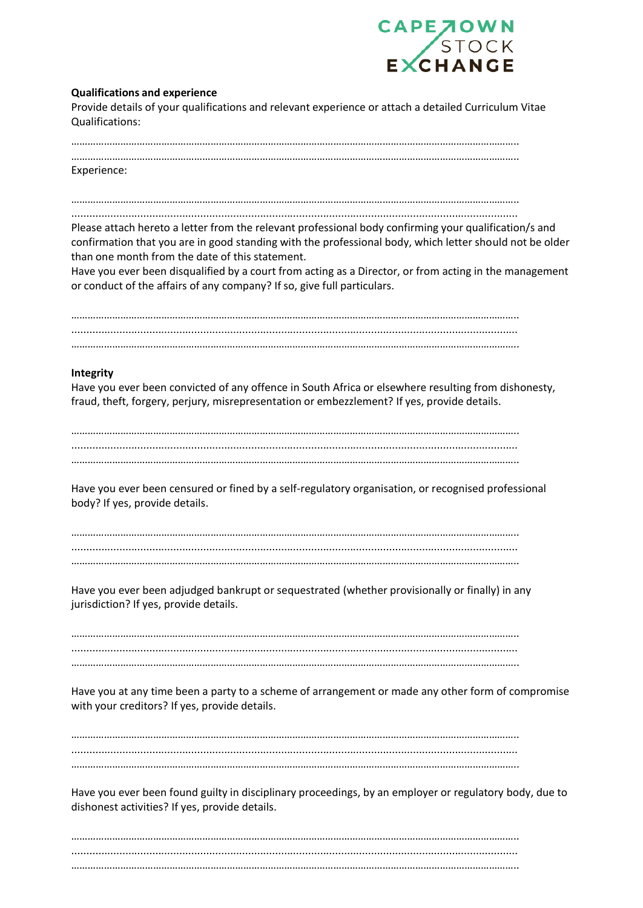**Qualifications and experience**

Provide details of your qualifications and relevant experience or attach a detailed Curriculum Vitae

Qualifications:

…………………………………………………………………………………………………………………………………………………

…………………………………………………………………………………………………………………………………………………

Experience:

…………………………………………………………………………………………………………………………………………………

…………………………………………………………………………………………………………………………………………………

Please attach hereto a letter from the relevant professional body confirming your qualification/s and confirmation that you are in good standing with the professional body, which letter should not be older than one month from the date of this statement.

Have you ever been disqualified by a court from acting as a Director, or from acting in the management or conduct of the affairs of any company? If so, give full particulars.

…………………………………………………………………………………………………………………………………………………

…………………………………………………………………………………………………………………………………………………

…………………………………………………………………………………………………………………………………………………

**Integrity**

Have you ever been convicted of any offence in South Africa or elsewhere resulting from dishonesty, fraud, theft, forgery, perjury, misrepresentation or embezzlement? If yes, provide details.

…………………………………………………………………………………………………………………………………………………

…………………………………………………………………………………………………………………………………………………

…………………………………………………………………………………………………………………………………………………

Have you ever been censured or fined by a self-regulatory organisation, or recognised professional body? If yes, provide details.

…………………………………………………………………………………………………………………………………………………

…………………………………………………………………………………………………………………………………………………

…………………………………………………………………………………………………………………………………………………

Have you ever been adjudged bankrupt or sequestrated (whether provisionally or finally) in any jurisdiction? If yes, provide details.

…………………………………………………………………………………………………………………………………………………

…………………………………………………………………………………………………………………………………………………

…………………………………………………………………………………………………………………………………………………

Have you at any time been a party to a scheme of arrangement or made any other form of compromise with your creditors? If yes, provide details.

…………………………………………………………………………………………………………………………………………………

…………………………………………………………………………………………………………………………………………………

…………………………………………………………………………………………………………………………………………………

Have you ever been found guilty in disciplinary proceedings, by an employer or regulatory body, due to dishonest activities? If yes, provide details.

…………………………………………………………………………………………………………………………………………………

…………………………………………………………………………………………………………………………………………………

…………………………………………………………………………………………………………………………………………………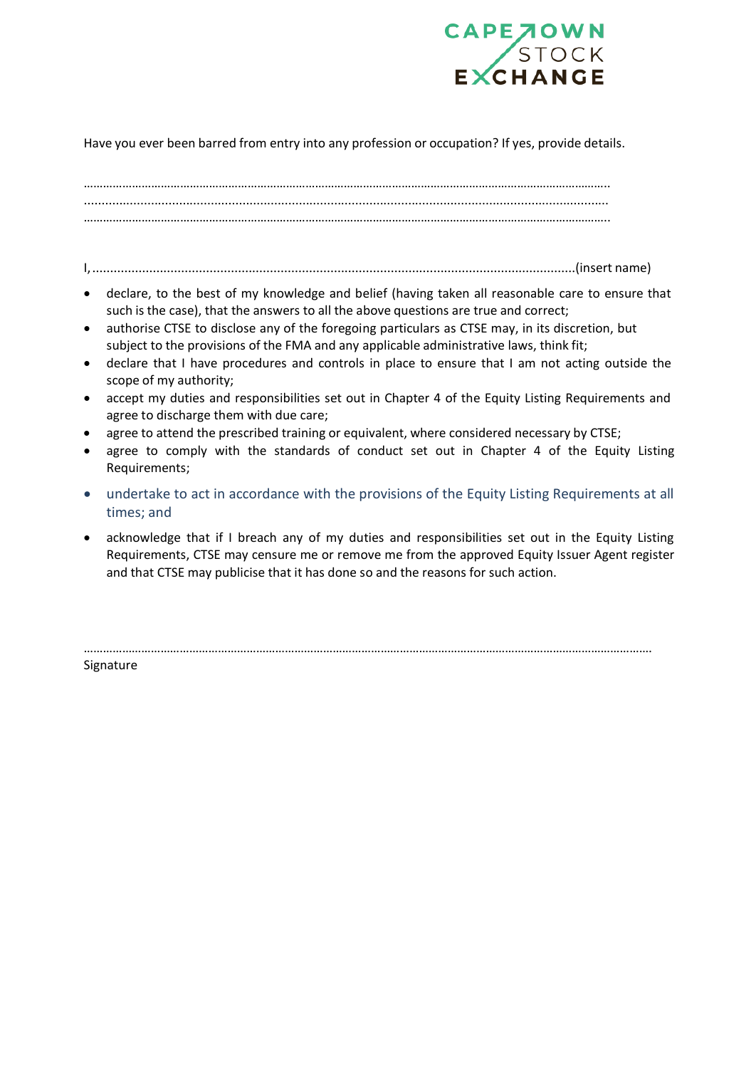Have you ever been barred from entry into any profession or occupation? If yes, provide details.

……………………………………………………………………………………………………………………………………………..
……………………………………………………………………………………………………………………………………………..
……………………………………………………………………………………………………………………………………………..

I, ………………………………………………………………………………………………………………………(insert name)

- declare, to the best of my knowledge and belief (having taken all reasonable care to ensure that such is the case), that the answers to all the above questions are true and correct;
- authorise CTSE to disclose any of the foregoing particulars as CTSE may, in its discretion, but subject to the provisions of the FMA and any applicable administrative laws, think fit;
- declare that I have procedures and controls in place to ensure that I am not acting outside the scope of my authority;
- accept my duties and responsibilities set out in Chapter 4 of the Equity Listing Requirements and agree to discharge them with due care;
- agree to attend the prescribed training or equivalent, where considered necessary by CTSE;
- agree to comply with the standards of conduct set out in Chapter 4 of the Equity Listing Requirements;
- undertake to act in accordance with the provisions of the Equity Listing Requirements at all times; and
- acknowledge that if I breach any of my duties and responsibilities set out in the Equity Listing Requirements, CTSE may censure me or remove me from the approved Equity Issuer Agent register and that CTSE may publicise that it has done so and the reasons for such action.

……………………………………………………………………………………………………………………………………………………

Signature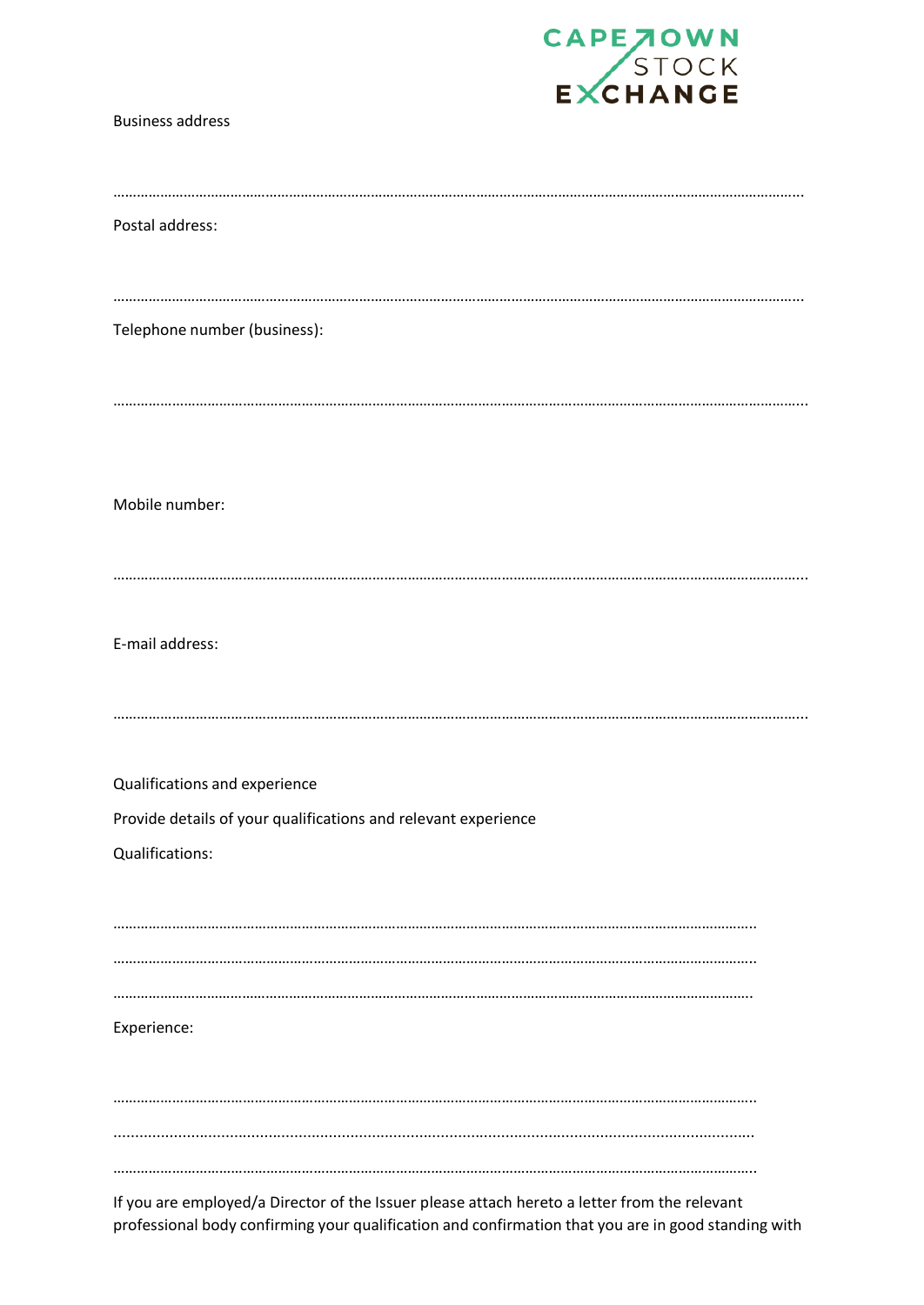Business address

…………………………………………………………………………………………………………………………………………………………

Postal address:

…………………………………………………………………………………………………………………………………………………………

Telephone number (business):

…………………………………………………………………………………………………………………………………………………………

Mobile number:

…………………………………………………………………………………………………………………………………………………………

E-mail address:

…………………………………………………………………………………………………………………………………………………………

Qualifications and experience

Provide details of your qualifications and relevant experience

Qualifications:

………………………………………………………………………………………………………………………………………………

………………………………………………………………………………………………………………………………………………

………………………………………………………………………………………………………………………………………………

Experience:

………………………………………………………………………………………………………………………………………………

………………………………………………………………………………………………………………………………………………

………………………………………………………………………………………………………………………………………………

If you are employed/a Director of the Issuer please attach hereto a letter from the relevant professional body confirming your qualification and confirmation that you are in good standing with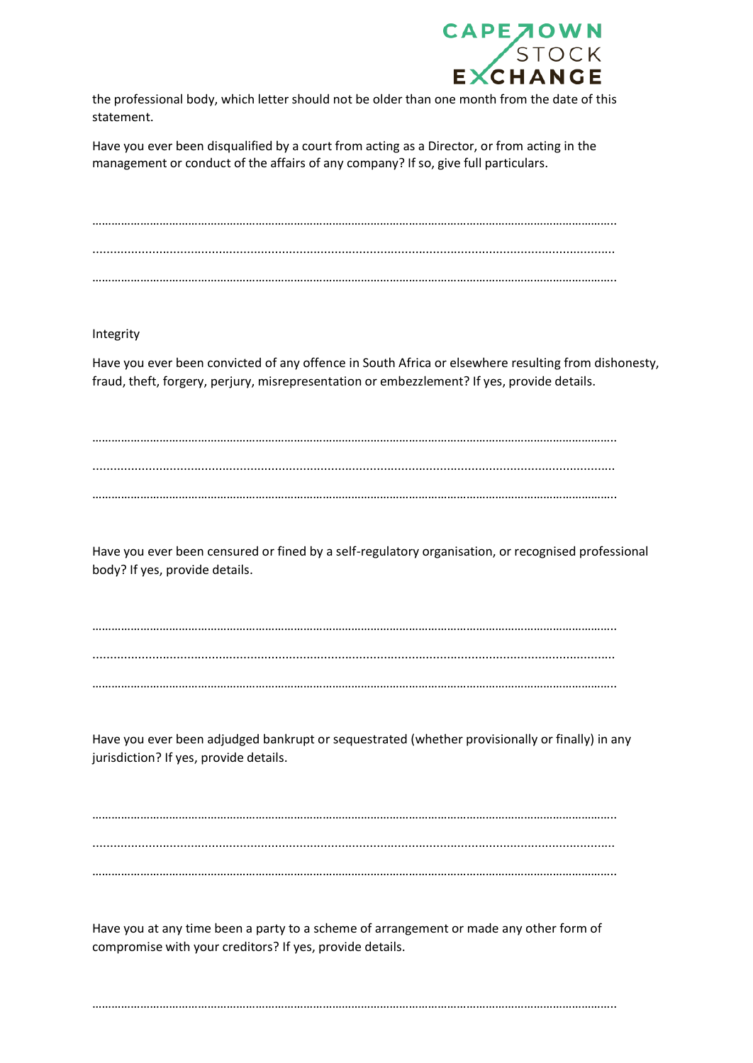the professional body, which letter should not be older than one month from the date of this statement.

Have you ever been disqualified by a court from acting as a Director, or from acting in the management or conduct of the affairs of any company? If so, give full particulars.

………………………………………………………………………………………………………………………………………

………………………………………………………………………………………………………………………………………

………………………………………………………………………………………………………………………………………

Integrity

Have you ever been convicted of any offence in South Africa or elsewhere resulting from dishonesty, fraud, theft, forgery, perjury, misrepresentation or embezzlement? If yes, provide details.

………………………………………………………………………………………………………………………………………

………………………………………………………………………………………………………………………………………

………………………………………………………………………………………………………………………………………

Have you ever been censured or fined by a self-regulatory organisation, or recognised professional body? If yes, provide details.

………………………………………………………………………………………………………………………………………

………………………………………………………………………………………………………………………………………

………………………………………………………………………………………………………………………………………

Have you ever been adjudged bankrupt or sequestrated (whether provisionally or finally) in any jurisdiction? If yes, provide details.

………………………………………………………………………………………………………………………………………

………………………………………………………………………………………………………………………………………

………………………………………………………………………………………………………………………………………

Have you at any time been a party to a scheme of arrangement or made any other form of compromise with your creditors? If yes, provide details.

………………………………………………………………………………………………………………………………………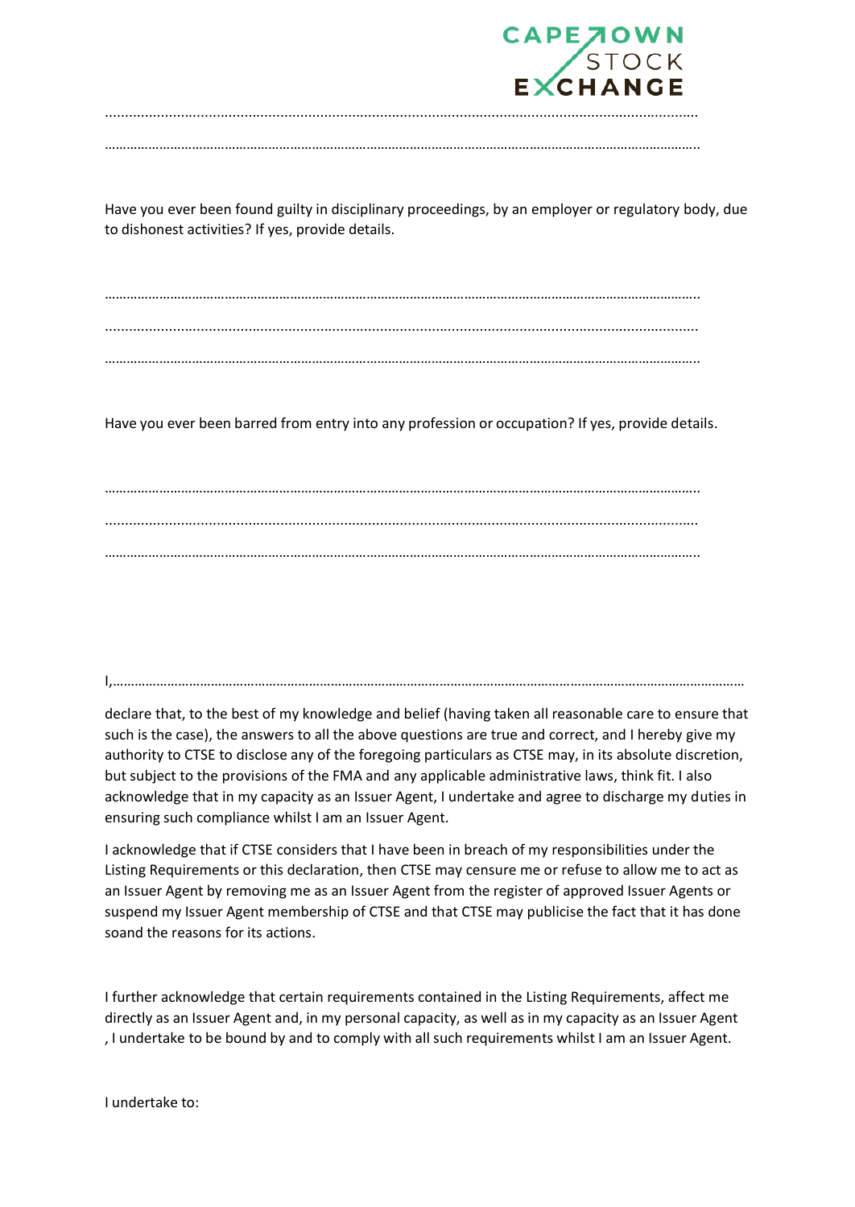……………………………………………………………………………………………………………………………………

……………………………………………………………………………………………………………………………………

Have you ever been found guilty in disciplinary proceedings, by an employer or regulatory body, due to dishonest activities? If yes, provide details.

……………………………………………………………………………………………………………………………………

……………………………………………………………………………………………………………………………………

……………………………………………………………………………………………………………………………………

Have you ever been barred from entry into any profession or occupation? If yes, provide details.

……………………………………………………………………………………………………………………………………

……………………………………………………………………………………………………………………………………

……………………………………………………………………………………………………………………………………

I,……………………………………………………………………………………………………………………………………………

declare that, to the best of my knowledge and belief (having taken all reasonable care to ensure that such is the case), the answers to all the above questions are true and correct, and I hereby give my authority to CTSE to disclose any of the foregoing particulars as CTSE may, in its absolute discretion, but subject to the provisions of the FMA and any applicable administrative laws, think fit. I also acknowledge that in my capacity as an Issuer Agent, I undertake and agree to discharge my duties in ensuring such compliance whilst I am an Issuer Agent.

I acknowledge that if CTSE considers that I have been in breach of my responsibilities under the Listing Requirements or this declaration, then CTSE may censure me or refuse to allow me to act as an Issuer Agent by removing me as an Issuer Agent from the register of approved Issuer Agents or suspend my Issuer Agent membership of CTSE and that CTSE may publicise the fact that it has done soand the reasons for its actions.

I further acknowledge that certain requirements contained in the Listing Requirements, affect me directly as an Issuer Agent and, in my personal capacity, as well as in my capacity as an Issuer Agent , I undertake to be bound by and to comply with all such requirements whilst I am an Issuer Agent.

I undertake to: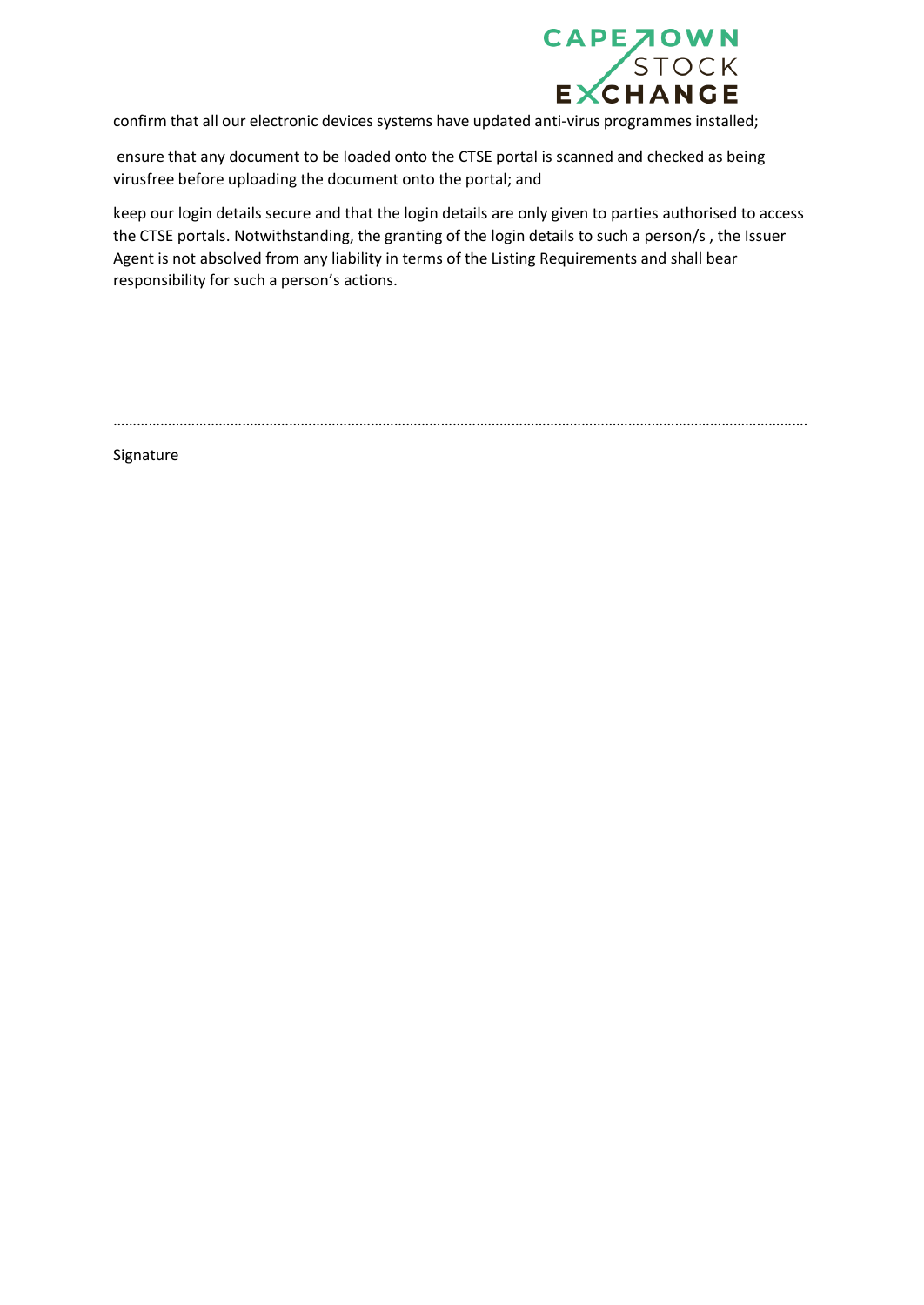confirm that all our electronic devices systems have updated anti-virus programmes installed;

ensure that any document to be loaded onto the CTSE portal is scanned and checked as being virusfree before uploading the document onto the portal; and

keep our login details secure and that the login details are only given to parties authorised to access the CTSE portals. Notwithstanding, the granting of the login details to such a person/s , the Issuer Agent is not absolved from any liability in terms of the Listing Requirements and shall bear responsibility for such a person's actions.

……………………………………………………………………………………………………………………………………………………

Signature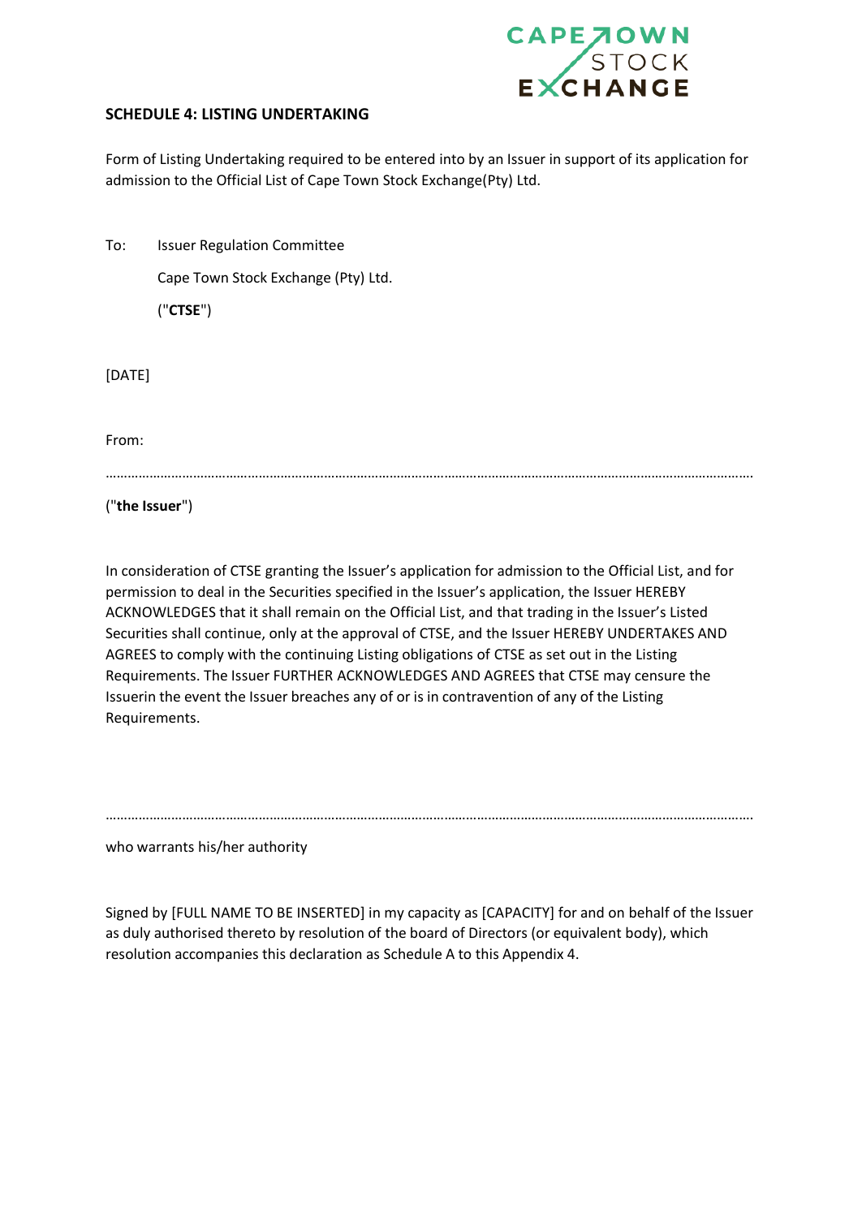## SCHEDULE 4: LISTING UNDERTAKING

Form of Listing Undertaking required to be entered into by an Issuer in support of its application for admission to the Official List of Cape Town Stock Exchange(Pty) Ltd.

To: Issuer Regulation Committee

Cape Town Stock Exchange (Pty) Ltd.

("**CTSE**")

[DATE]

From:

……………………………………………………………………………………………………………………………………………………………

("**the Issuer**")

In consideration of CTSE granting the Issuer's application for admission to the Official List, and for permission to deal in the Securities specified in the Issuer's application, the Issuer HEREBY ACKNOWLEDGES that it shall remain on the Official List, and that trading in the Issuer's Listed Securities shall continue, only at the approval of CTSE, and the Issuer HEREBY UNDERTAKES AND AGREES to comply with the continuing Listing obligations of CTSE as set out in the Listing Requirements. The Issuer FURTHER ACKNOWLEDGES AND AGREES that CTSE may censure the Issuerin the event the Issuer breaches any of or is in contravention of any of the Listing Requirements.

……………………………………………………………………………………………………………………………………………………………

who warrants his/her authority

Signed by [FULL NAME TO BE INSERTED] in my capacity as [CAPACITY] for and on behalf of the Issuer as duly authorised thereto by resolution of the board of Directors (or equivalent body), which resolution accompanies this declaration as Schedule A to this Appendix 4.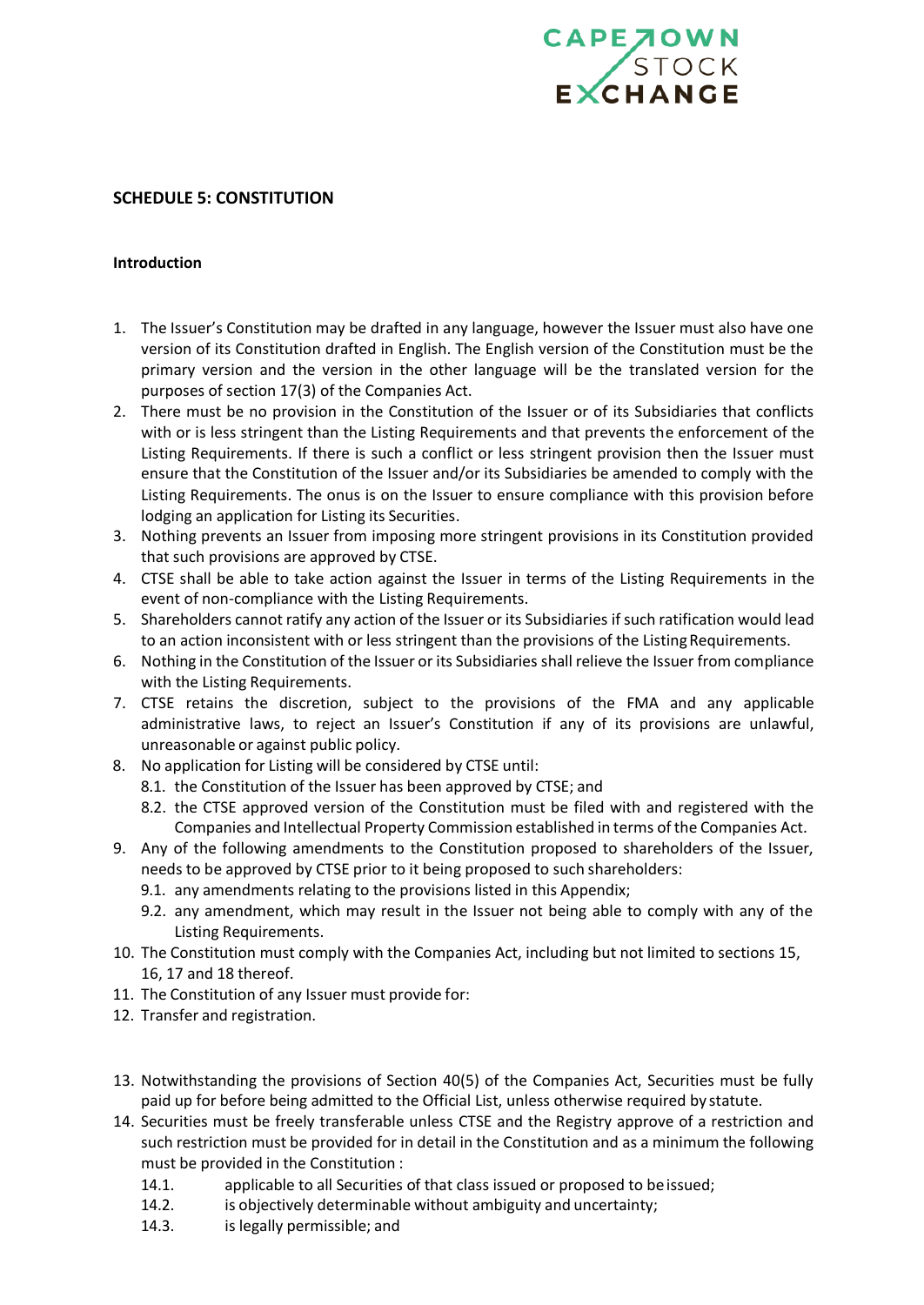## SCHEDULE 5: CONSTITUTION

### Introduction

1. The Issuer's Constitution may be drafted in any language, however the Issuer must also have one version of its Constitution drafted in English. The English version of the Constitution must be the primary version and the version in the other language will be the translated version for the purposes of section 17(3) of the Companies Act.
2. There must be no provision in the Constitution of the Issuer or of its Subsidiaries that conflicts with or is less stringent than the Listing Requirements and that prevents the enforcement of the Listing Requirements. If there is such a conflict or less stringent provision then the Issuer must ensure that the Constitution of the Issuer and/or its Subsidiaries be amended to comply with the Listing Requirements. The onus is on the Issuer to ensure compliance with this provision before lodging an application for Listing its Securities.
3. Nothing prevents an Issuer from imposing more stringent provisions in its Constitution provided that such provisions are approved by CTSE.
4. CTSE shall be able to take action against the Issuer in terms of the Listing Requirements in the event of non-compliance with the Listing Requirements.
5. Shareholders cannot ratify any action of the Issuer or its Subsidiaries if such ratification would lead to an action inconsistent with or less stringent than the provisions of the Listing Requirements.
6. Nothing in the Constitution of the Issuer or its Subsidiaries shall relieve the Issuer from compliance with the Listing Requirements.
7. CTSE retains the discretion, subject to the provisions of the FMA and any applicable administrative laws, to reject an Issuer's Constitution if any of its provisions are unlawful, unreasonable or against public policy.
8. No application for Listing will be considered by CTSE until:
   - 8.1. the Constitution of the Issuer has been approved by CTSE; and
   - 8.2. the CTSE approved version of the Constitution must be filed with and registered with the Companies and Intellectual Property Commission established in terms of the Companies Act.
9. Any of the following amendments to the Constitution proposed to shareholders of the Issuer, needs to be approved by CTSE prior to it being proposed to such shareholders:
   - 9.1. any amendments relating to the provisions listed in this Appendix;
   - 9.2. any amendment, which may result in the Issuer not being able to comply with any of the Listing Requirements.
10. The Constitution must comply with the Companies Act, including but not limited to sections 15, 16, 17 and 18 thereof.
11. The Constitution of any Issuer must provide for:
12. Transfer and registration.

13. Notwithstanding the provisions of Section 40(5) of the Companies Act, Securities must be fully paid up for before being admitted to the Official List, unless otherwise required by statute.
14. Securities must be freely transferable unless CTSE and the Registry approve of a restriction and such restriction must be provided for in detail in the Constitution and as a minimum the following must be provided in the Constitution :
    - 14.1. applicable to all Securities of that class issued or proposed to be issued;
    - 14.2. is objectively determinable without ambiguity and uncertainty;
    - 14.3. is legally permissible; and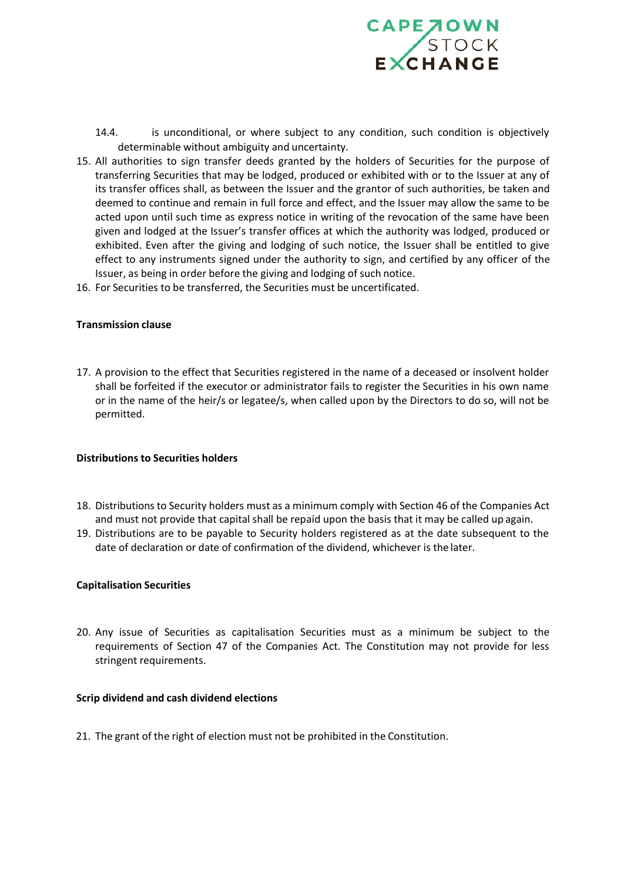14.4. is unconditional, or where subject to any condition, such condition is objectively determinable without ambiguity and uncertainty.

15. All authorities to sign transfer deeds granted by the holders of Securities for the purpose of transferring Securities that may be lodged, produced or exhibited with or to the Issuer at any of its transfer offices shall, as between the Issuer and the grantor of such authorities, be taken and deemed to continue and remain in full force and effect, and the Issuer may allow the same to be acted upon until such time as express notice in writing of the revocation of the same have been given and lodged at the Issuer's transfer offices at which the authority was lodged, produced or exhibited. Even after the giving and lodging of such notice, the Issuer shall be entitled to give effect to any instruments signed under the authority to sign, and certified by any officer of the Issuer, as being in order before the giving and lodging of such notice.
16. For Securities to be transferred, the Securities must be uncertificated.

**Transmission clause**

17. A provision to the effect that Securities registered in the name of a deceased or insolvent holder shall be forfeited if the executor or administrator fails to register the Securities in his own name or in the name of the heir/s or legatee/s, when called upon by the Directors to do so, will not be permitted.

**Distributions to Securities holders**

18. Distributions to Security holders must as a minimum comply with Section 46 of the Companies Act and must not provide that capital shall be repaid upon the basis that it may be called up again.
19. Distributions are to be payable to Security holders registered as at the date subsequent to the date of declaration or date of confirmation of the dividend, whichever is the later.

**Capitalisation Securities**

20. Any issue of Securities as capitalisation Securities must as a minimum be subject to the requirements of Section 47 of the Companies Act. The Constitution may not provide for less stringent requirements.

**Scrip dividend and cash dividend elections**

21. The grant of the right of election must not be prohibited in the Constitution.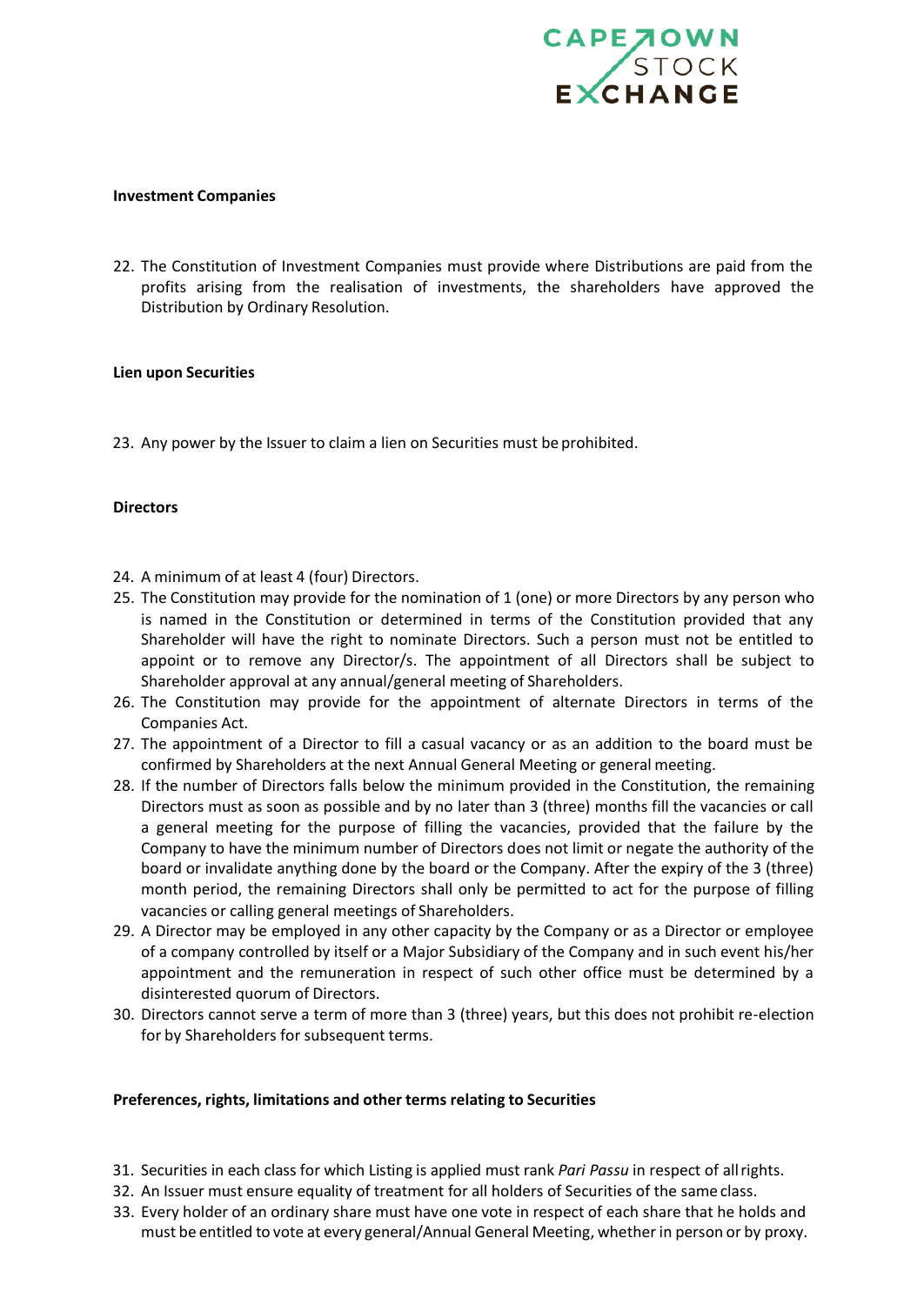**Investment Companies**

22. The Constitution of Investment Companies must provide where Distributions are paid from the profits arising from the realisation of investments, the shareholders have approved the Distribution by Ordinary Resolution.

**Lien upon Securities**

23. Any power by the Issuer to claim a lien on Securities must be prohibited.

**Directors**

24. A minimum of at least 4 (four) Directors.
25. The Constitution may provide for the nomination of 1 (one) or more Directors by any person who is named in the Constitution or determined in terms of the Constitution provided that any Shareholder will have the right to nominate Directors. Such a person must not be entitled to appoint or to remove any Director/s. The appointment of all Directors shall be subject to Shareholder approval at any annual/general meeting of Shareholders.
26. The Constitution may provide for the appointment of alternate Directors in terms of the Companies Act.
27. The appointment of a Director to fill a casual vacancy or as an addition to the board must be confirmed by Shareholders at the next Annual General Meeting or general meeting.
28. If the number of Directors falls below the minimum provided in the Constitution, the remaining Directors must as soon as possible and by no later than 3 (three) months fill the vacancies or call a general meeting for the purpose of filling the vacancies, provided that the failure by the Company to have the minimum number of Directors does not limit or negate the authority of the board or invalidate anything done by the board or the Company. After the expiry of the 3 (three) month period, the remaining Directors shall only be permitted to act for the purpose of filling vacancies or calling general meetings of Shareholders.
29. A Director may be employed in any other capacity by the Company or as a Director or employee of a company controlled by itself or a Major Subsidiary of the Company and in such event his/her appointment and the remuneration in respect of such other office must be determined by a disinterested quorum of Directors.
30. Directors cannot serve a term of more than 3 (three) years, but this does not prohibit re-election for by Shareholders for subsequent terms.

**Preferences, rights, limitations and other terms relating to Securities**

31. Securities in each class for which Listing is applied must rank *Pari Passu* in respect of all rights.
32. An Issuer must ensure equality of treatment for all holders of Securities of the same class.
33. Every holder of an ordinary share must have one vote in respect of each share that he holds and must be entitled to vote at every general/Annual General Meeting, whether in person or by proxy.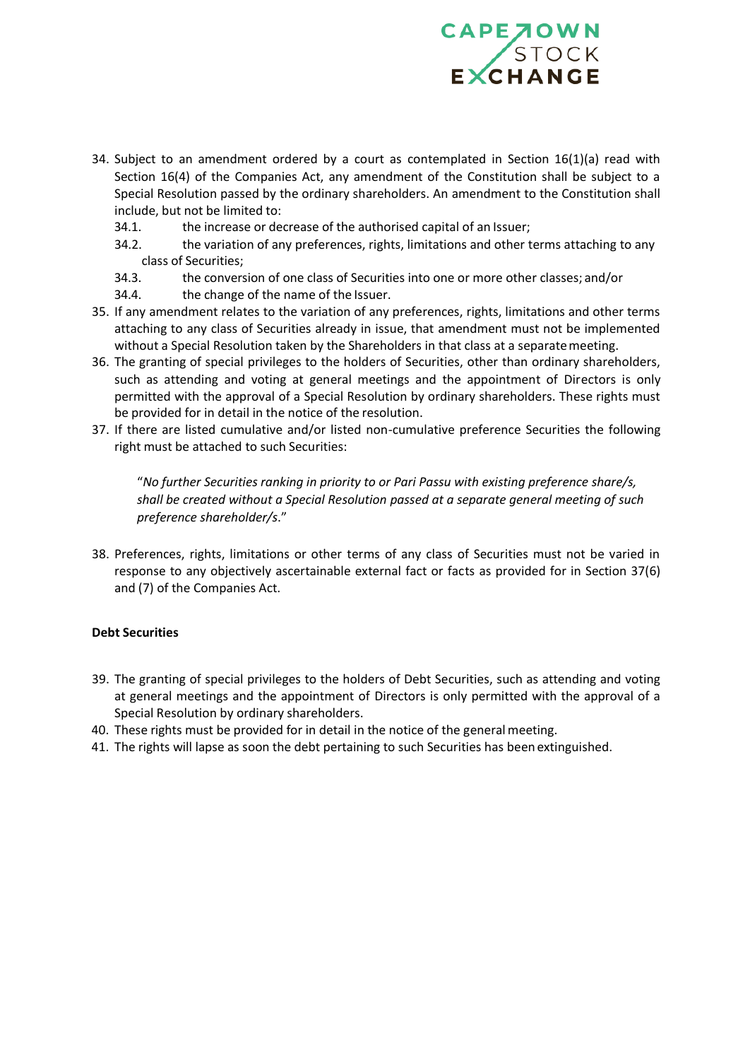34. Subject to an amendment ordered by a court as contemplated in Section 16(1)(a) read with Section 16(4) of the Companies Act, any amendment of the Constitution shall be subject to a Special Resolution passed by the ordinary shareholders. An amendment to the Constitution shall include, but not be limited to:
    34.1. the increase or decrease of the authorised capital of an Issuer;
    34.2. the variation of any preferences, rights, limitations and other terms attaching to any class of Securities;
    34.3. the conversion of one class of Securities into one or more other classes; and/or
    34.4. the change of the name of the Issuer.
35. If any amendment relates to the variation of any preferences, rights, limitations and other terms attaching to any class of Securities already in issue, that amendment must not be implemented without a Special Resolution taken by the Shareholders in that class at a separate meeting.
36. The granting of special privileges to the holders of Securities, other than ordinary shareholders, such as attending and voting at general meetings and the appointment of Directors is only permitted with the approval of a Special Resolution by ordinary shareholders. These rights must be provided for in detail in the notice of the resolution.
37. If there are listed cumulative and/or listed non-cumulative preference Securities the following right must be attached to such Securities:

    "*No further Securities ranking in priority to or Pari Passu with existing preference share/s, shall be created without a Special Resolution passed at a separate general meeting of such preference shareholder/s.*"

38. Preferences, rights, limitations or other terms of any class of Securities must not be varied in response to any objectively ascertainable external fact or facts as provided for in Section 37(6) and (7) of the Companies Act.

**Debt Securities**

39. The granting of special privileges to the holders of Debt Securities, such as attending and voting at general meetings and the appointment of Directors is only permitted with the approval of a Special Resolution by ordinary shareholders.
40. These rights must be provided for in detail in the notice of the general meeting.
41. The rights will lapse as soon the debt pertaining to such Securities has been extinguished.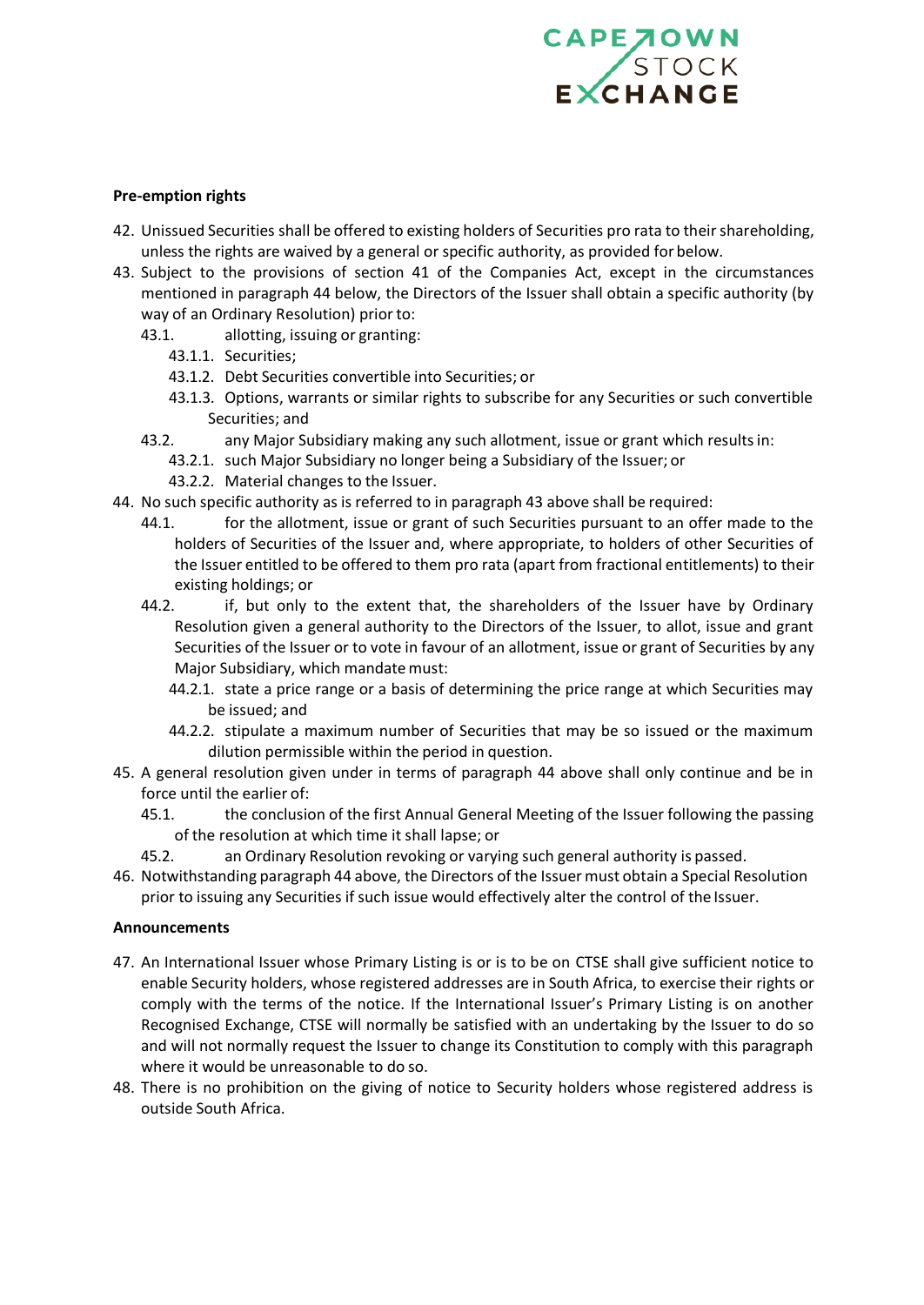**Pre-emption rights**

42. Unissued Securities shall be offered to existing holders of Securities pro rata to their shareholding, unless the rights are waived by a general or specific authority, as provided for below.
43. Subject to the provisions of section 41 of the Companies Act, except in the circumstances mentioned in paragraph 44 below, the Directors of the Issuer shall obtain a specific authority (by way of an Ordinary Resolution) prior to:
    - 43.1. allotting, issuing or granting:
        - 43.1.1. Securities;
        - 43.1.2. Debt Securities convertible into Securities; or
        - 43.1.3. Options, warrants or similar rights to subscribe for any Securities or such convertible Securities; and
    - 43.2. any Major Subsidiary making any such allotment, issue or grant which results in:
        - 43.2.1. such Major Subsidiary no longer being a Subsidiary of the Issuer; or
        - 43.2.2. Material changes to the Issuer.
44. No such specific authority as is referred to in paragraph 43 above shall be required:
    - 44.1. for the allotment, issue or grant of such Securities pursuant to an offer made to the holders of Securities of the Issuer and, where appropriate, to holders of other Securities of the Issuer entitled to be offered to them pro rata (apart from fractional entitlements) to their existing holdings; or
    - 44.2. if, but only to the extent that, the shareholders of the Issuer have by Ordinary Resolution given a general authority to the Directors of the Issuer, to allot, issue and grant Securities of the Issuer or to vote in favour of an allotment, issue or grant of Securities by any Major Subsidiary, which mandate must:
        - 44.2.1. state a price range or a basis of determining the price range at which Securities may be issued; and
        - 44.2.2. stipulate a maximum number of Securities that may be so issued or the maximum dilution permissible within the period in question.
45. A general resolution given under in terms of paragraph 44 above shall only continue and be in force until the earlier of:
    - 45.1. the conclusion of the first Annual General Meeting of the Issuer following the passing of the resolution at which time it shall lapse; or
    - 45.2. an Ordinary Resolution revoking or varying such general authority is passed.
46. Notwithstanding paragraph 44 above, the Directors of the Issuer must obtain a Special Resolution prior to issuing any Securities if such issue would effectively alter the control of the Issuer.

**Announcements**

47. An International Issuer whose Primary Listing is or is to be on CTSE shall give sufficient notice to enable Security holders, whose registered addresses are in South Africa, to exercise their rights or comply with the terms of the notice. If the International Issuer's Primary Listing is on another Recognised Exchange, CTSE will normally be satisfied with an undertaking by the Issuer to do so and will not normally request the Issuer to change its Constitution to comply with this paragraph where it would be unreasonable to do so.
48. There is no prohibition on the giving of notice to Security holders whose registered address is outside South Africa.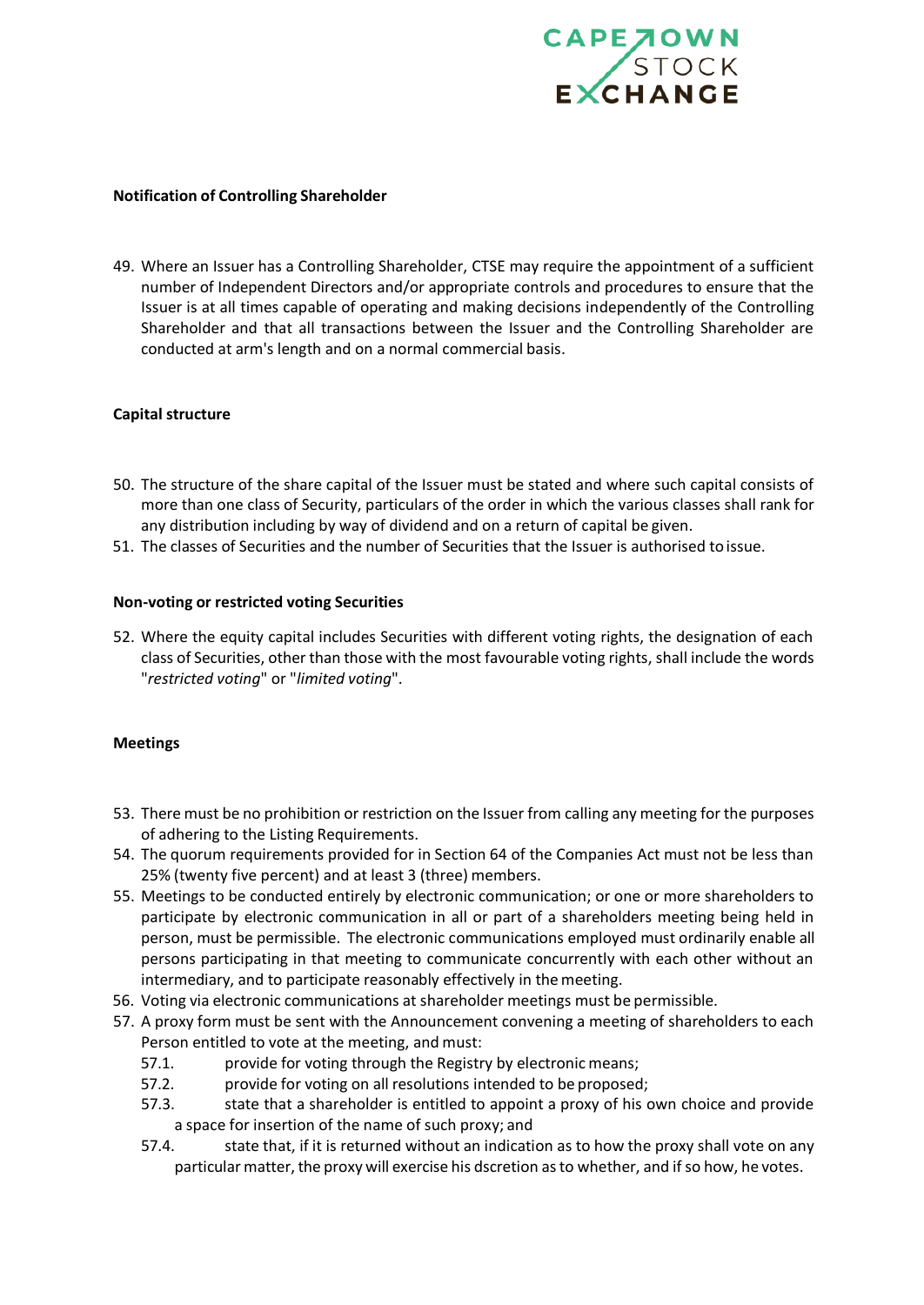**Notification of Controlling Shareholder**

49. Where an Issuer has a Controlling Shareholder, CTSE may require the appointment of a sufficient number of Independent Directors and/or appropriate controls and procedures to ensure that the Issuer is at all times capable of operating and making decisions independently of the Controlling Shareholder and that all transactions between the Issuer and the Controlling Shareholder are conducted at arm's length and on a normal commercial basis.

**Capital structure**

50. The structure of the share capital of the Issuer must be stated and where such capital consists of more than one class of Security, particulars of the order in which the various classes shall rank for any distribution including by way of dividend and on a return of capital be given.
51. The classes of Securities and the number of Securities that the Issuer is authorised to issue.

**Non-voting or restricted voting Securities**

52. Where the equity capital includes Securities with different voting rights, the designation of each class of Securities, other than those with the most favourable voting rights, shall include the words "*restricted voting*" or "*limited voting*".

**Meetings**

53. There must be no prohibition or restriction on the Issuer from calling any meeting for the purposes of adhering to the Listing Requirements.
54. The quorum requirements provided for in Section 64 of the Companies Act must not be less than 25% (twenty five percent) and at least 3 (three) members.
55. Meetings to be conducted entirely by electronic communication; or one or more shareholders to participate by electronic communication in all or part of a shareholders meeting being held in person, must be permissible. The electronic communications employed must ordinarily enable all persons participating in that meeting to communicate concurrently with each other without an intermediary, and to participate reasonably effectively in the meeting.
56. Voting via electronic communications at shareholder meetings must be permissible.
57. A proxy form must be sent with the Announcement convening a meeting of shareholders to each Person entitled to vote at the meeting, and must:
    57.1. provide for voting through the Registry by electronic means;
    57.2. provide for voting on all resolutions intended to be proposed;
    57.3. state that a shareholder is entitled to appoint a proxy of his own choice and provide a space for insertion of the name of such proxy; and
    57.4. state that, if it is returned without an indication as to how the proxy shall vote on any particular matter, the proxy will exercise his dscretion as to whether, and if so how, he votes.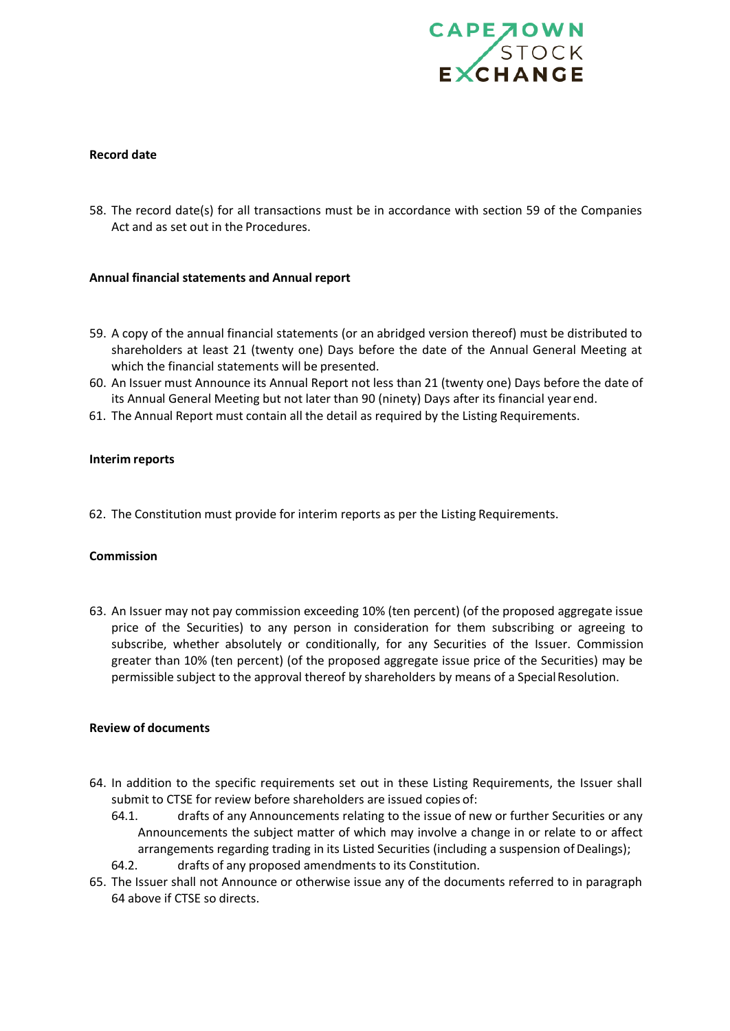**Record date**

58. The record date(s) for all transactions must be in accordance with section 59 of the Companies Act and as set out in the Procedures.

**Annual financial statements and Annual report**

59. A copy of the annual financial statements (or an abridged version thereof) must be distributed to shareholders at least 21 (twenty one) Days before the date of the Annual General Meeting at which the financial statements will be presented.
60. An Issuer must Announce its Annual Report not less than 21 (twenty one) Days before the date of its Annual General Meeting but not later than 90 (ninety) Days after its financial year end.
61. The Annual Report must contain all the detail as required by the Listing Requirements.

**Interim reports**

62. The Constitution must provide for interim reports as per the Listing Requirements.

**Commission**

63. An Issuer may not pay commission exceeding 10% (ten percent) (of the proposed aggregate issue price of the Securities) to any person in consideration for them subscribing or agreeing to subscribe, whether absolutely or conditionally, for any Securities of the Issuer. Commission greater than 10% (ten percent) (of the proposed aggregate issue price of the Securities) may be permissible subject to the approval thereof by shareholders by means of a Special Resolution.

**Review of documents**

64. In addition to the specific requirements set out in these Listing Requirements, the Issuer shall submit to CTSE for review before shareholders are issued copies of:
    64.1. drafts of any Announcements relating to the issue of new or further Securities or any Announcements the subject matter of which may involve a change in or relate to or affect arrangements regarding trading in its Listed Securities (including a suspension of Dealings);
    64.2. drafts of any proposed amendments to its Constitution.
65. The Issuer shall not Announce or otherwise issue any of the documents referred to in paragraph 64 above if CTSE so directs.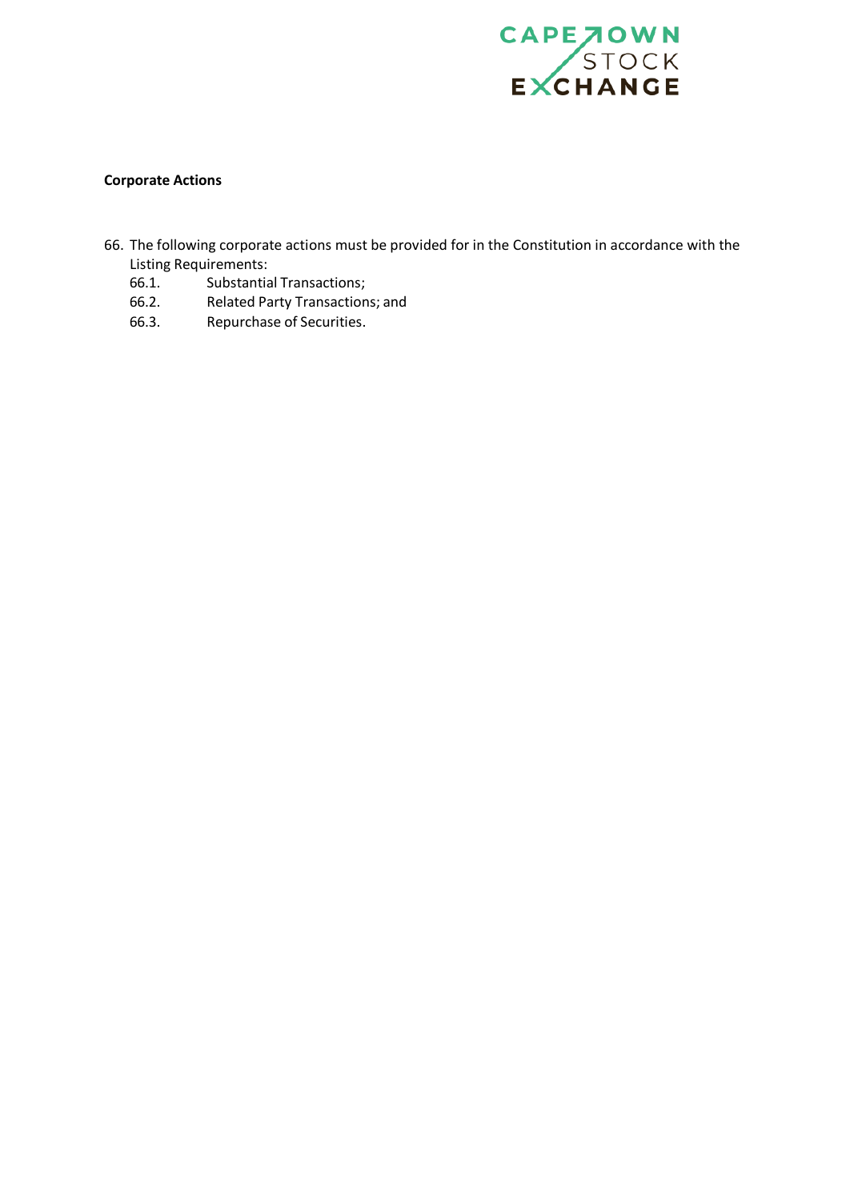**Corporate Actions**

66. The following corporate actions must be provided for in the Constitution in accordance with the Listing Requirements:
    - 66.1. Substantial Transactions;
    - 66.2. Related Party Transactions; and
    - 66.3. Repurchase of Securities.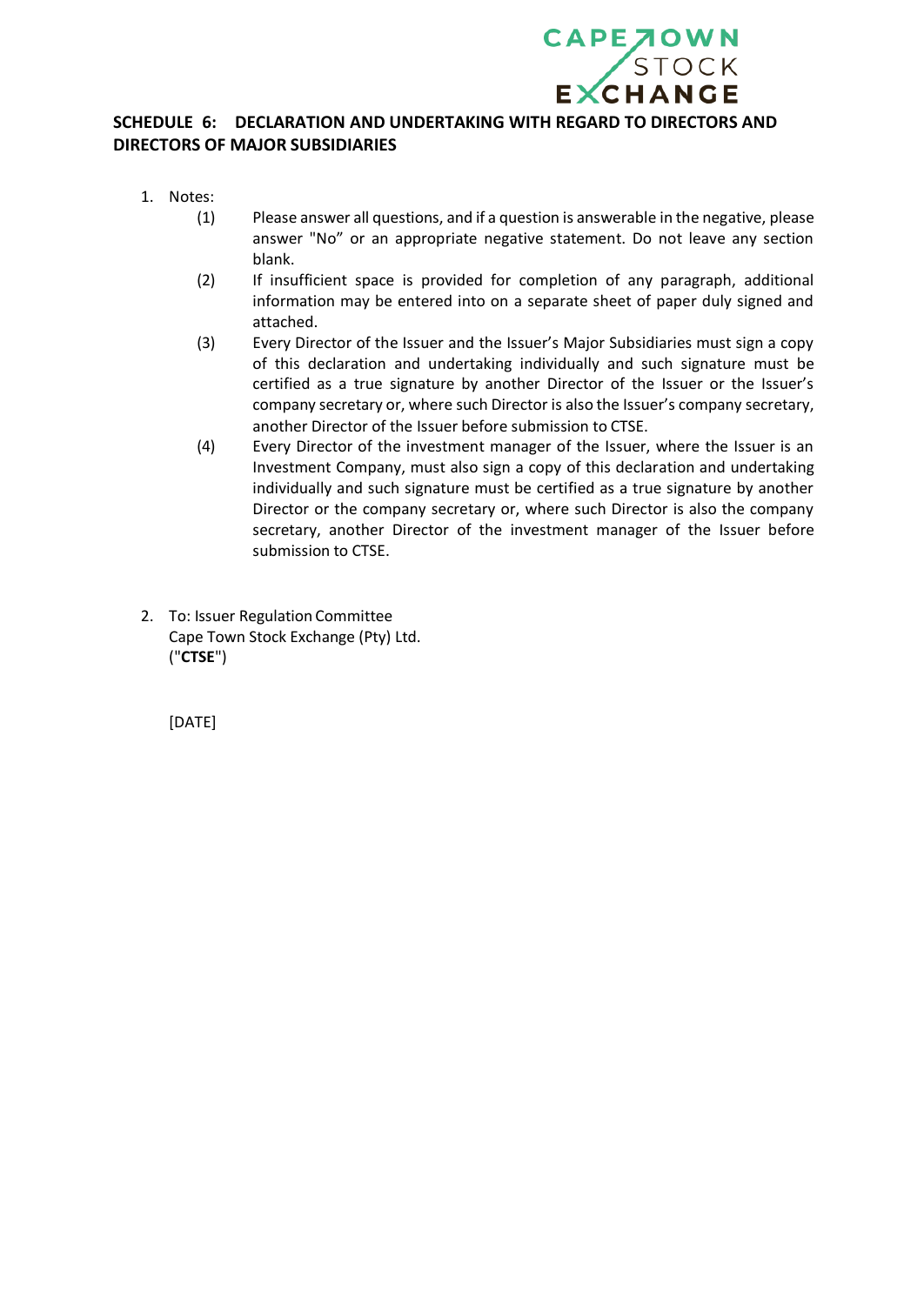## SCHEDULE 6: DECLARATION AND UNDERTAKING WITH REGARD TO DIRECTORS AND DIRECTORS OF MAJOR SUBSIDIARIES

1. Notes:
   - (1) Please answer all questions, and if a question is answerable in the negative, please answer "No" or an appropriate negative statement. Do not leave any section blank.
   - (2) If insufficient space is provided for completion of any paragraph, additional information may be entered into on a separate sheet of paper duly signed and attached.
   - (3) Every Director of the Issuer and the Issuer's Major Subsidiaries must sign a copy of this declaration and undertaking individually and such signature must be certified as a true signature by another Director of the Issuer or the Issuer's company secretary or, where such Director is also the Issuer's company secretary, another Director of the Issuer before submission to CTSE.
   - (4) Every Director of the investment manager of the Issuer, where the Issuer is an Investment Company, must also sign a copy of this declaration and undertaking individually and such signature must be certified as a true signature by another Director or the company secretary or, where such Director is also the company secretary, another Director of the investment manager of the Issuer before submission to CTSE.

2. To: Issuer Regulation Committee
   Cape Town Stock Exchange (Pty) Ltd.
   ("**CTSE**")

   [DATE]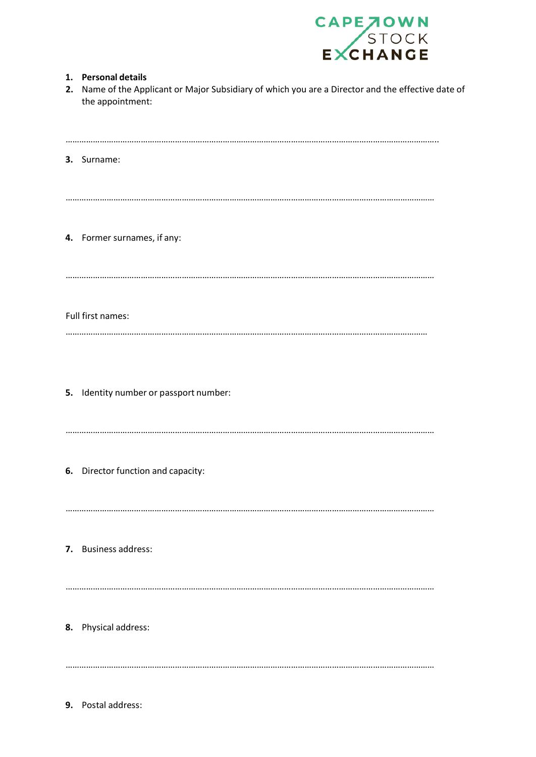1. **Personal details**
2. Name of the Applicant or Major Subsidiary of which you are a Director and the effective date of the appointment:

.......................................................................................................................................................

3. Surname:

.......................................................................................................................................................

4. Former surnames, if any:

.......................................................................................................................................................

Full first names:

.......................................................................................................................................................

5. Identity number or passport number:

.......................................................................................................................................................

6. Director function and capacity:

.......................................................................................................................................................

7. Business address:

.......................................................................................................................................................

8. Physical address:

.......................................................................................................................................................

9. Postal address: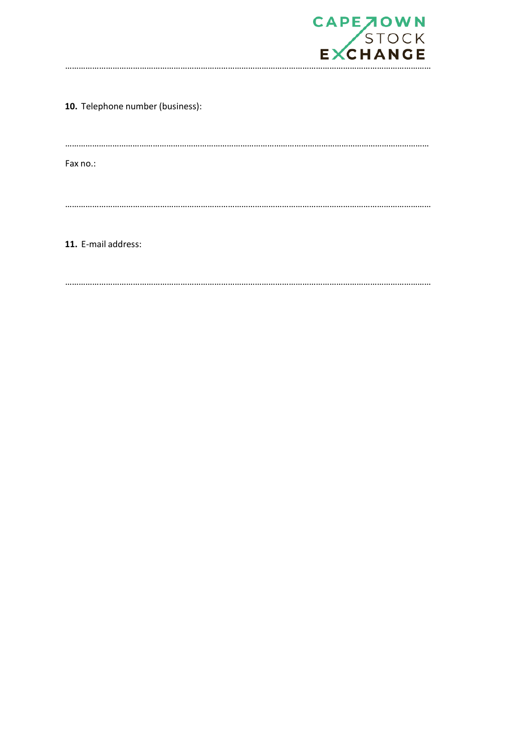**10.** Telephone number (business):

……………………………………………………………………………………………………………………………………………

Fax no.:

……………………………………………………………………………………………………………………………………………

**11.** E-mail address:

……………………………………………………………………………………………………………………………………………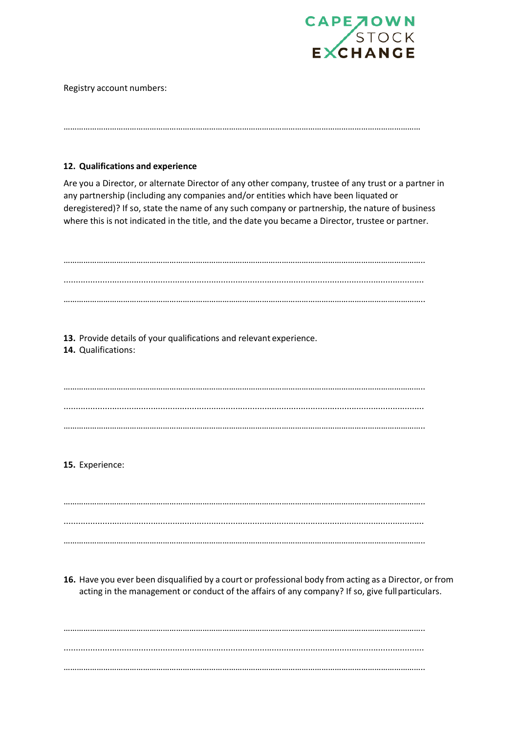Registry account numbers:

……………………………………………………………………………………………………………………………………………

**12. Qualifications and experience**

Are you a Director, or alternate Director of any other company, trustee of any trust or a partner in any partnership (including any companies and/or entities which have been liquated or deregistered)? If so, state the name of any such company or partnership, the nature of business where this is not indicated in the title, and the date you became a Director, trustee or partner.

……………………………………………………………………………………………………………………………………………

……………………………………………………………………………………………………………………………………………

……………………………………………………………………………………………………………………………………………

**13.** Provide details of your qualifications and relevant experience.

**14.** Qualifications:

……………………………………………………………………………………………………………………………………………

……………………………………………………………………………………………………………………………………………

……………………………………………………………………………………………………………………………………………

**15.** Experience:

……………………………………………………………………………………………………………………………………………

……………………………………………………………………………………………………………………………………………

……………………………………………………………………………………………………………………………………………

**16.** Have you ever been disqualified by a court or professional body from acting as a Director, or from acting in the management or conduct of the affairs of any company? If so, give full particulars.

……………………………………………………………………………………………………………………………………………

……………………………………………………………………………………………………………………………………………

……………………………………………………………………………………………………………………………………………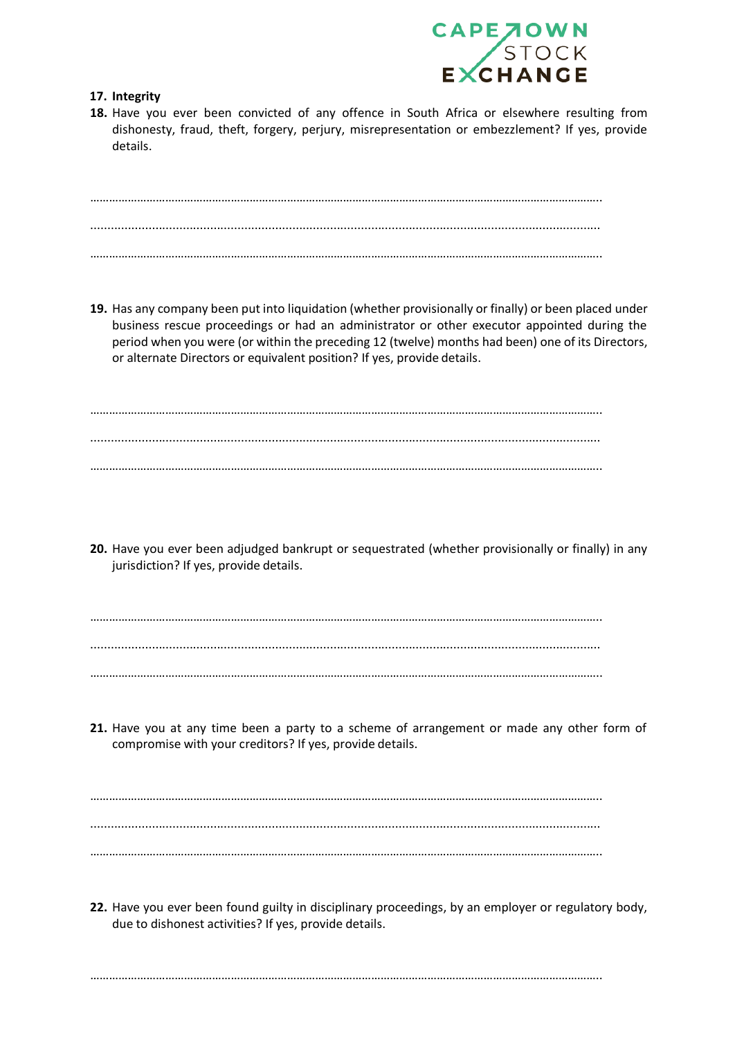**17. Integrity**

**18.** Have you ever been convicted of any offence in South Africa or elsewhere resulting from dishonesty, fraud, theft, forgery, perjury, misrepresentation or embezzlement? If yes, provide details.

…………………………………………………………………………………………………………………………………………………

…………………………………………………………………………………………………………………………………………………

…………………………………………………………………………………………………………………………………………………

**19.** Has any company been put into liquidation (whether provisionally or finally) or been placed under business rescue proceedings or had an administrator or other executor appointed during the period when you were (or within the preceding 12 (twelve) months had been) one of its Directors, or alternate Directors or equivalent position? If yes, provide details.

…………………………………………………………………………………………………………………………………………………

…………………………………………………………………………………………………………………………………………………

…………………………………………………………………………………………………………………………………………………

**20.** Have you ever been adjudged bankrupt or sequestrated (whether provisionally or finally) in any jurisdiction? If yes, provide details.

…………………………………………………………………………………………………………………………………………………

…………………………………………………………………………………………………………………………………………………

…………………………………………………………………………………………………………………………………………………

**21.** Have you at any time been a party to a scheme of arrangement or made any other form of compromise with your creditors? If yes, provide details.

…………………………………………………………………………………………………………………………………………………

…………………………………………………………………………………………………………………………………………………

…………………………………………………………………………………………………………………………………………………

**22.** Have you ever been found guilty in disciplinary proceedings, by an employer or regulatory body, due to dishonest activities? If yes, provide details.

…………………………………………………………………………………………………………………………………………………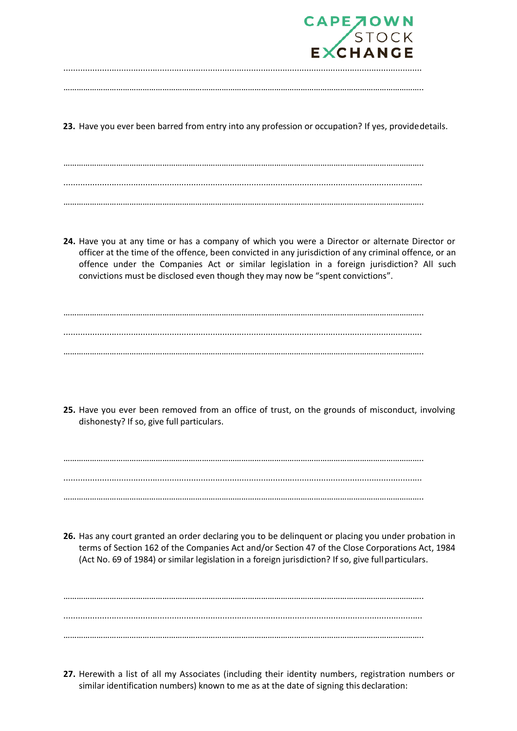…………………………………………………………………………………………………………………………………………

…………………………………………………………………………………………………………………………………………

**23.** Have you ever been barred from entry into any profession or occupation? If yes, provide details.

…………………………………………………………………………………………………………………………………………

…………………………………………………………………………………………………………………………………………

…………………………………………………………………………………………………………………………………………

**24.** Have you at any time or has a company of which you were a Director or alternate Director or officer at the time of the offence, been convicted in any jurisdiction of any criminal offence, or an offence under the Companies Act or similar legislation in a foreign jurisdiction? All such convictions must be disclosed even though they may now be "spent convictions".

…………………………………………………………………………………………………………………………………………

…………………………………………………………………………………………………………………………………………

…………………………………………………………………………………………………………………………………………

**25.** Have you ever been removed from an office of trust, on the grounds of misconduct, involving dishonesty? If so, give full particulars.

…………………………………………………………………………………………………………………………………………

…………………………………………………………………………………………………………………………………………

…………………………………………………………………………………………………………………………………………

**26.** Has any court granted an order declaring you to be delinquent or placing you under probation in terms of Section 162 of the Companies Act and/or Section 47 of the Close Corporations Act, 1984 (Act No. 69 of 1984) or similar legislation in a foreign jurisdiction? If so, give full particulars.

…………………………………………………………………………………………………………………………………………

…………………………………………………………………………………………………………………………………………

…………………………………………………………………………………………………………………………………………

**27.** Herewith a list of all my Associates (including their identity numbers, registration numbers or similar identification numbers) known to me as at the date of signing this declaration: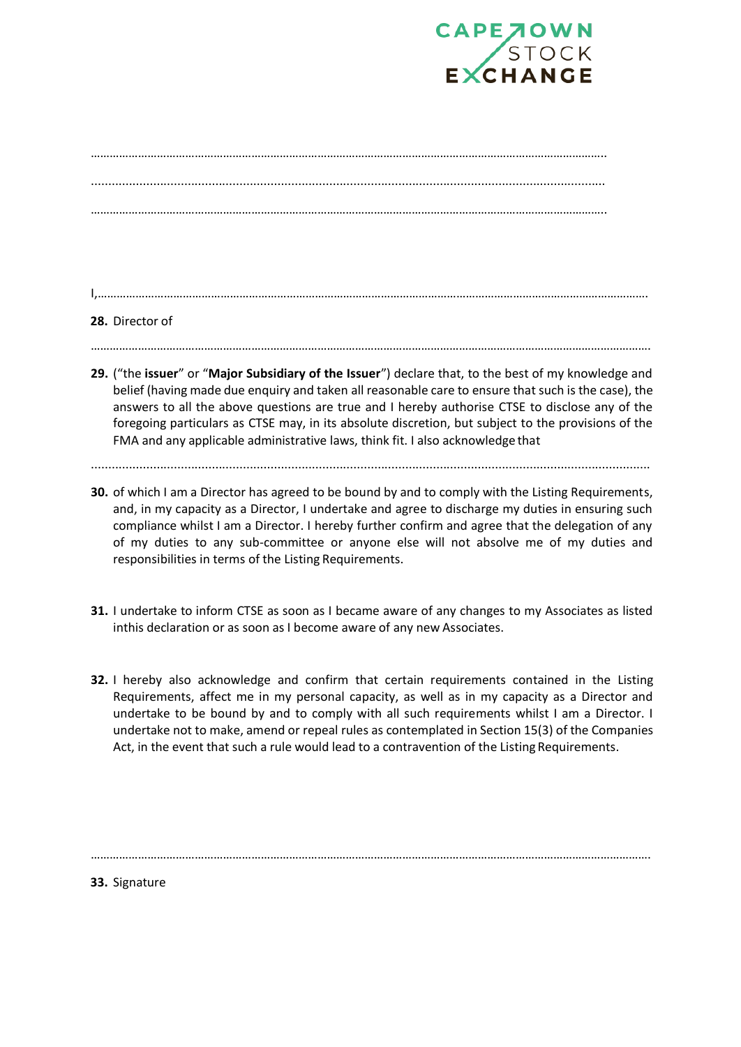……………………………………………………………………………………………………………………………………………..

……………………………………………………………………………………………………………………………………………..

……………………………………………………………………………………………………………………………………………..

I,…………………………………………………………………………………………………………………………………………………….

28. Director of

…………………………………………………………………………………………………………………………………………………….

29. ("the **issuer**" or "**Major Subsidiary of the Issuer**") declare that, to the best of my knowledge and belief (having made due enquiry and taken all reasonable care to ensure that such is the case), the answers to all the above questions are true and I hereby authorise CTSE to disclose any of the foregoing particulars as CTSE may, in its absolute discretion, but subject to the provisions of the FMA and any applicable administrative laws, think fit. I also acknowledge that

…………………………………………………………………………………………………………………………………………………….

30. of which I am a Director has agreed to be bound by and to comply with the Listing Requirements, and, in my capacity as a Director, I undertake and agree to discharge my duties in ensuring such compliance whilst I am a Director. I hereby further confirm and agree that the delegation of any of my duties to any sub-committee or anyone else will not absolve me of my duties and responsibilities in terms of the Listing Requirements.

31. I undertake to inform CTSE as soon as I became aware of any changes to my Associates as listed inthis declaration or as soon as I become aware of any new Associates.

32. I hereby also acknowledge and confirm that certain requirements contained in the Listing Requirements, affect me in my personal capacity, as well as in my capacity as a Director and undertake to be bound by and to comply with all such requirements whilst I am a Director. I undertake not to make, amend or repeal rules as contemplated in Section 15(3) of the Companies Act, in the event that such a rule would lead to a contravention of the Listing Requirements.

…………………………………………………………………………………………………………………………………………………….

33. Signature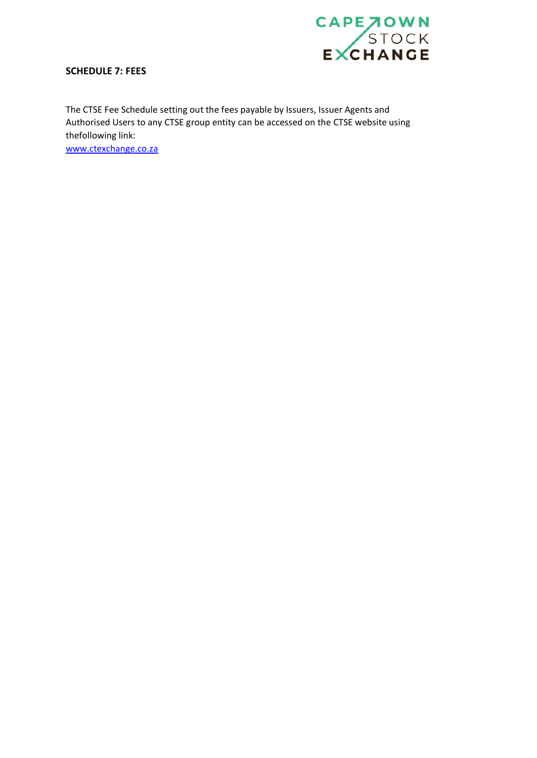**SCHEDULE 7: FEES**

The CTSE Fee Schedule setting out the fees payable by Issuers, Issuer Agents and Authorised Users to any CTSE group entity can be accessed on the CTSE website using thefollowing link:
[www.ctexchange.co.za](http://www.ctexchange.co.za)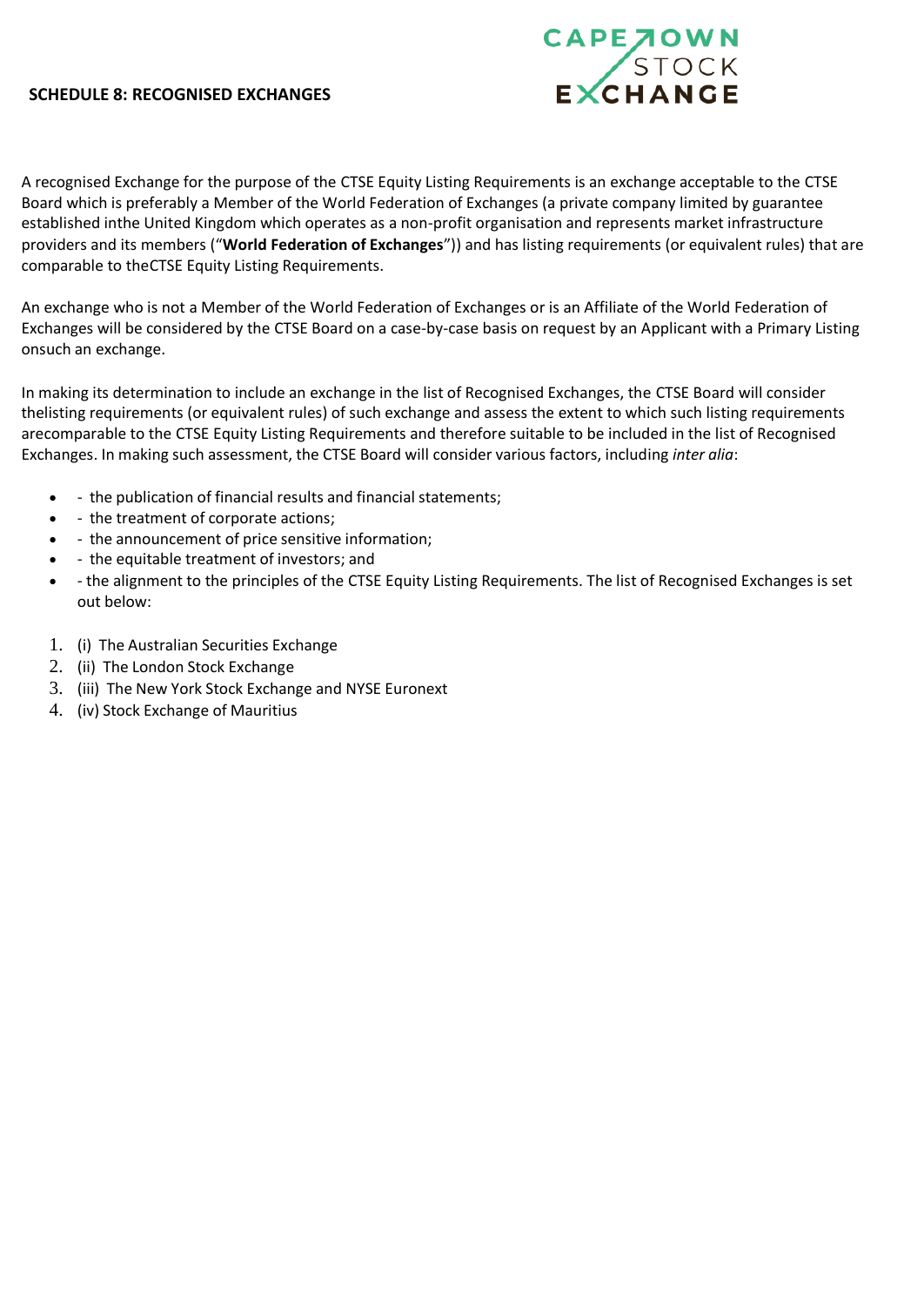## SCHEDULE 8: RECOGNISED EXCHANGES

A recognised Exchange for the purpose of the CTSE Equity Listing Requirements is an exchange acceptable to the CTSE Board which is preferably a Member of the World Federation of Exchanges (a private company limited by guarantee established inthe United Kingdom which operates as a non-profit organisation and represents market infrastructure providers and its members ("**World Federation of Exchanges**")) and has listing requirements (or equivalent rules) that are comparable to theCTSE Equity Listing Requirements.

An exchange who is not a Member of the World Federation of Exchanges or is an Affiliate of the World Federation of Exchanges will be considered by the CTSE Board on a case-by-case basis on request by an Applicant with a Primary Listing onsuch an exchange.

In making its determination to include an exchange in the list of Recognised Exchanges, the CTSE Board will consider thelisting requirements (or equivalent rules) of such exchange and assess the extent to which such listing requirements arecomparable to the CTSE Equity Listing Requirements and therefore suitable to be included in the list of Recognised Exchanges. In making such assessment, the CTSE Board will consider various factors, including *inter alia*:

- - the publication of financial results and financial statements;
- - the treatment of corporate actions;
- - the announcement of price sensitive information;
- - the equitable treatment of investors; and
- - the alignment to the principles of the CTSE Equity Listing Requirements. The list of Recognised Exchanges is set out below:

1. (i) The Australian Securities Exchange
2. (ii) The London Stock Exchange
3. (iii) The New York Stock Exchange and NYSE Euronext
4. (iv) Stock Exchange of Mauritius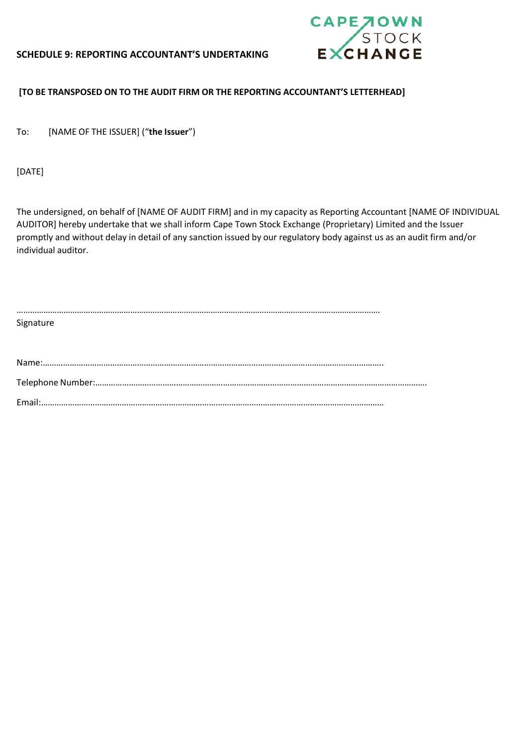## SCHEDULE 9: REPORTING ACCOUNTANT'S UNDERTAKING

**[TO BE TRANSPOSED ON TO THE AUDIT FIRM OR THE REPORTING ACCOUNTANT'S LETTERHEAD]**

To: [NAME OF THE ISSUER] ("**the Issuer**")

[DATE]

The undersigned, on behalf of [NAME OF AUDIT FIRM] and in my capacity as Reporting Accountant [NAME OF INDIVIDUAL AUDITOR] hereby undertake that we shall inform Cape Town Stock Exchange (Proprietary) Limited and the Issuer promptly and without delay in detail of any sanction issued by our regulatory body against us as an audit firm and/or individual auditor.

……………………………………………………………………………………………………………………………………

Signature

Name:……………………………………………………………………………………………………………………………..

Telephone Number:………………………………………………………………………………………………………………………….

Email:……………………………………………………………………………………………………………………………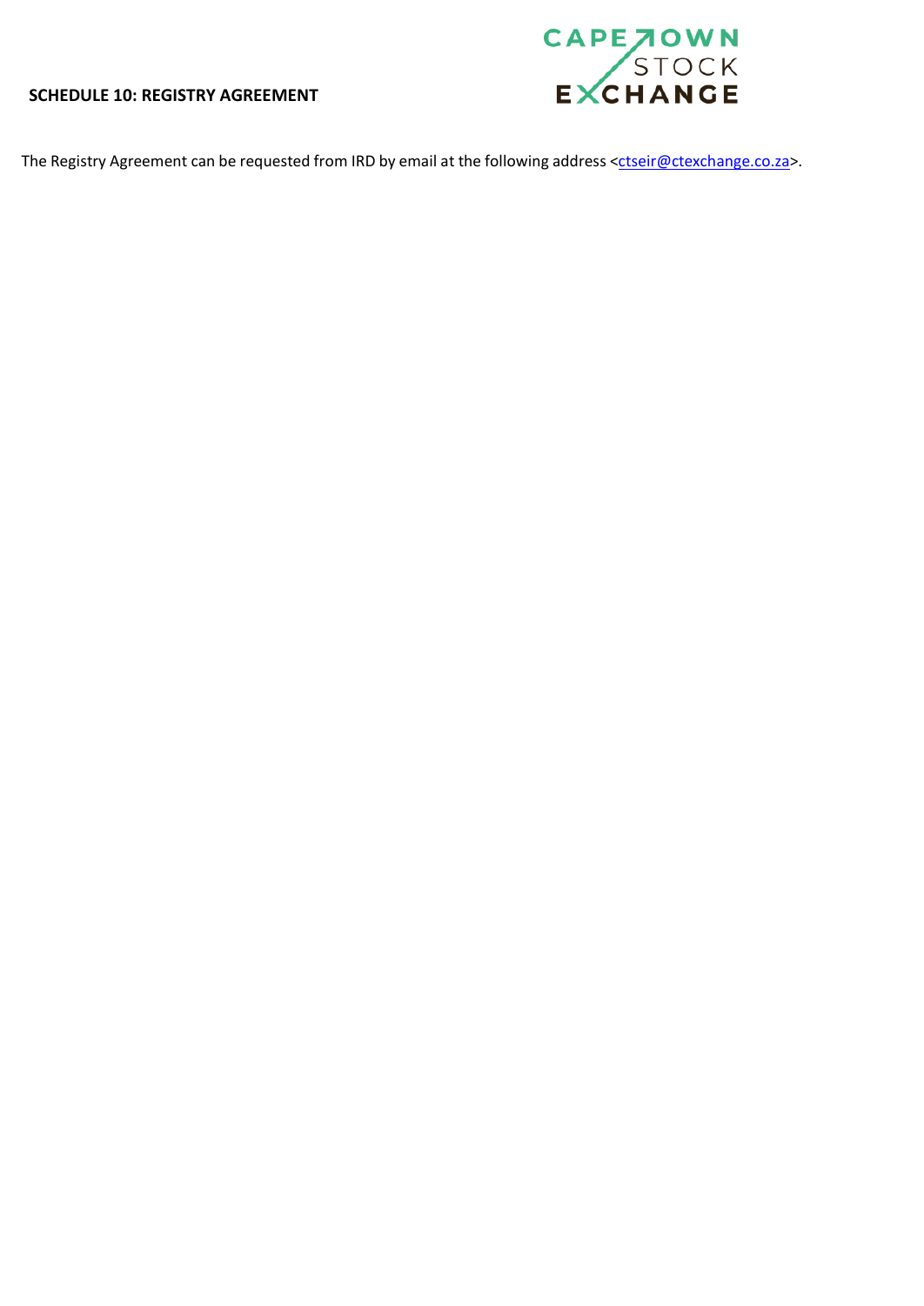**SCHEDULE 10: REGISTRY AGREEMENT**

The Registry Agreement can be requested from IRD by email at the following address <ctseir@ctexchange.co.za>.